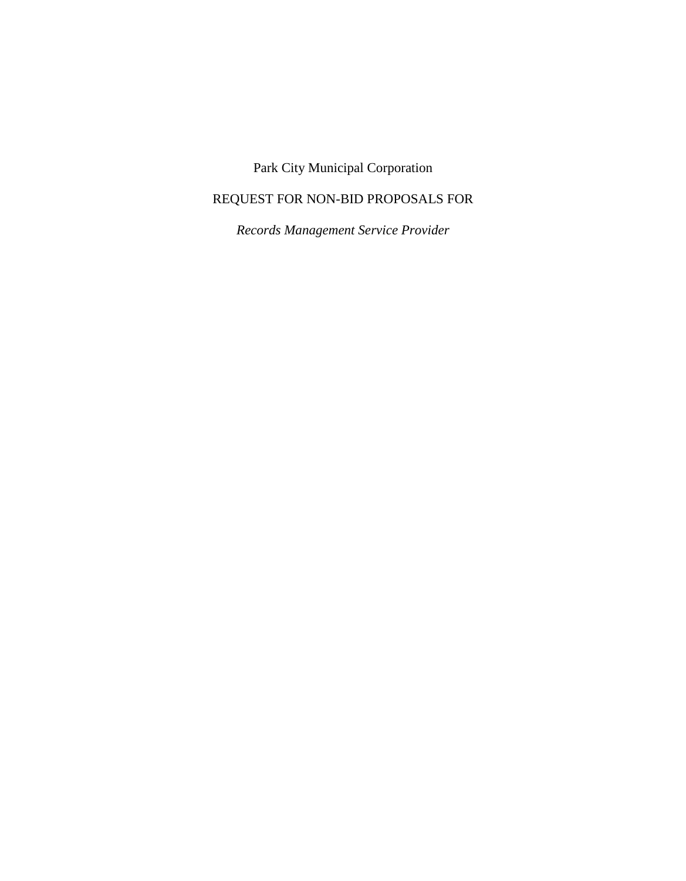# Park City Municipal Corporation

## REQUEST FOR NON-BID PROPOSALS FOR

*Records Management Service Provider*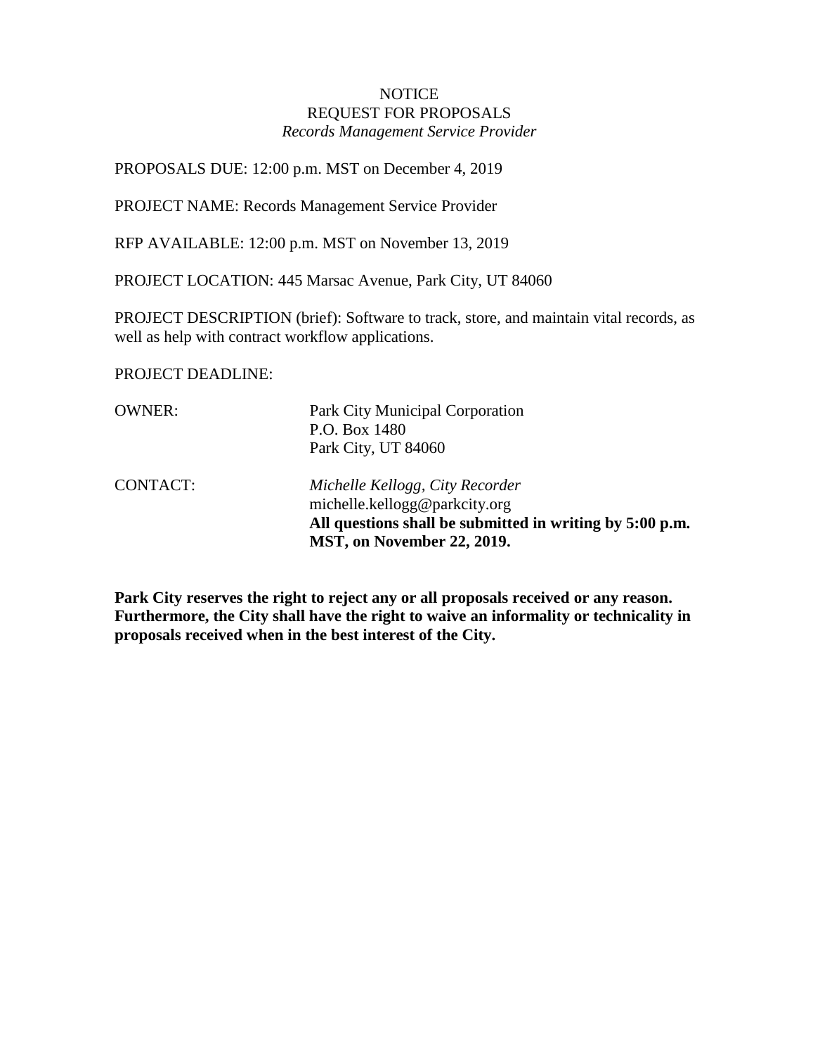NOTICE
REQUEST FOR PROPOSALS
*Records Management Service Provider*

PROPOSALS DUE: 12:00 p.m. MST on December 4, 2019

PROJECT NAME: Records Management Service Provider

RFP AVAILABLE: 12:00 p.m. MST on November 13, 2019

PROJECT LOCATION: 445 Marsac Avenue, Park City, UT 84060

PROJECT DESCRIPTION (brief): Software to track, store, and maintain vital records, as well as help with contract workflow applications.

PROJECT DEADLINE:

OWNER: Park City Municipal Corporation
P.O. Box 1480
Park City, UT 84060

CONTACT: *Michelle Kellogg, City Recorder*
michelle.kellogg@parkcity.org
**All questions shall be submitted in writing by 5:00 p.m. MST, on November 22, 2019.**

**Park City reserves the right to reject any or all proposals received or any reason. Furthermore, the City shall have the right to waive an informality or technicality in proposals received when in the best interest of the City.**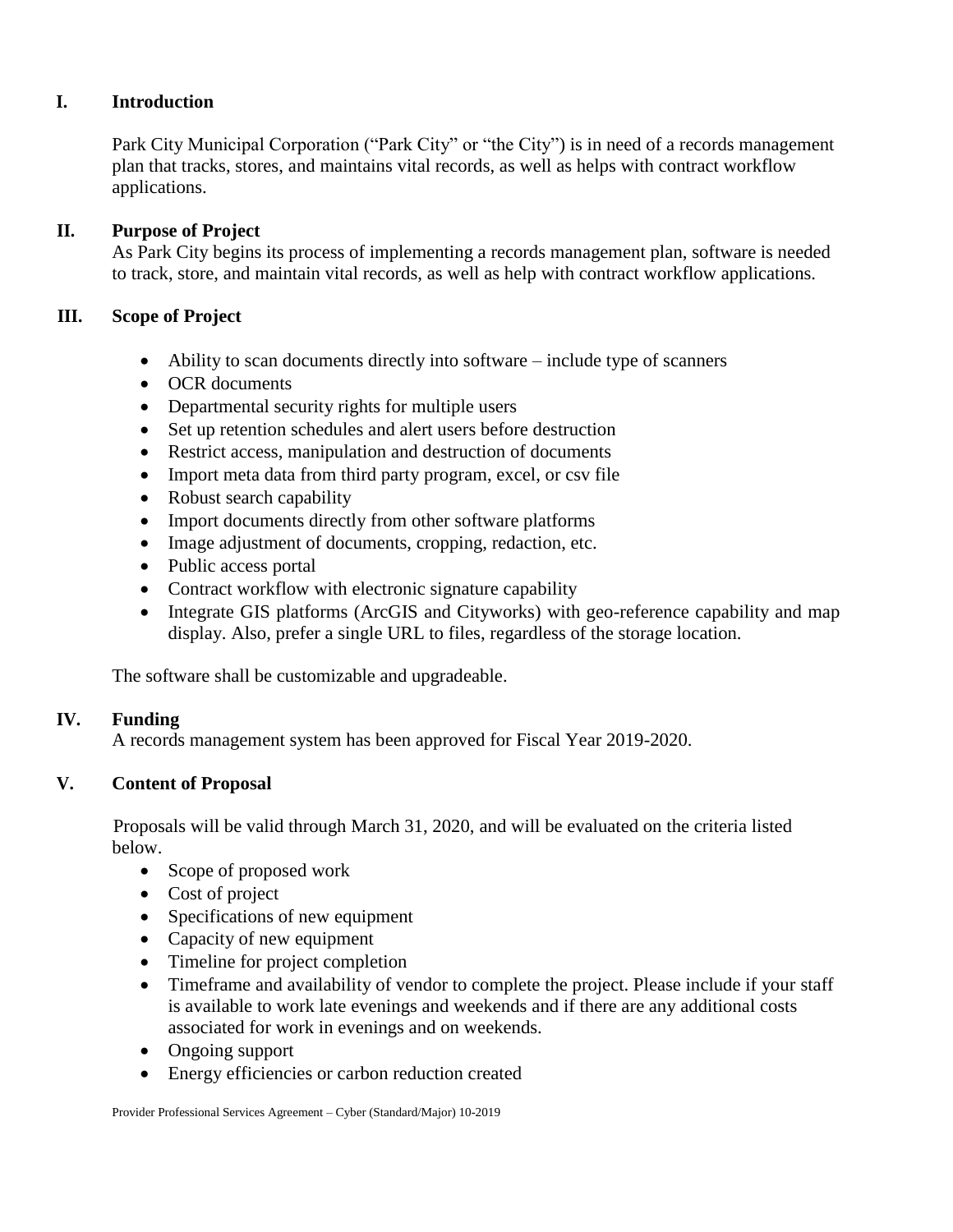## I. Introduction

Park City Municipal Corporation ("Park City" or "the City") is in need of a records management plan that tracks, stores, and maintains vital records, as well as helps with contract workflow applications.

## II. Purpose of Project

As Park City begins its process of implementing a records management plan, software is needed to track, store, and maintain vital records, as well as help with contract workflow applications.

## III. Scope of Project

- Ability to scan documents directly into software – include type of scanners
- OCR documents
- Departmental security rights for multiple users
- Set up retention schedules and alert users before destruction
- Restrict access, manipulation and destruction of documents
- Import meta data from third party program, excel, or csv file
- Robust search capability
- Import documents directly from other software platforms
- Image adjustment of documents, cropping, redaction, etc.
- Public access portal
- Contract workflow with electronic signature capability
- Integrate GIS platforms (ArcGIS and Cityworks) with geo-reference capability and map display. Also, prefer a single URL to files, regardless of the storage location.

The software shall be customizable and upgradeable.

## IV. Funding

A records management system has been approved for Fiscal Year 2019-2020.

## V. Content of Proposal

Proposals will be valid through March 31, 2020, and will be evaluated on the criteria listed below.

- Scope of proposed work
- Cost of project
- Specifications of new equipment
- Capacity of new equipment
- Timeline for project completion
- Timeframe and availability of vendor to complete the project. Please include if your staff is available to work late evenings and weekends and if there are any additional costs associated for work in evenings and on weekends.
- Ongoing support
- Energy efficiencies or carbon reduction created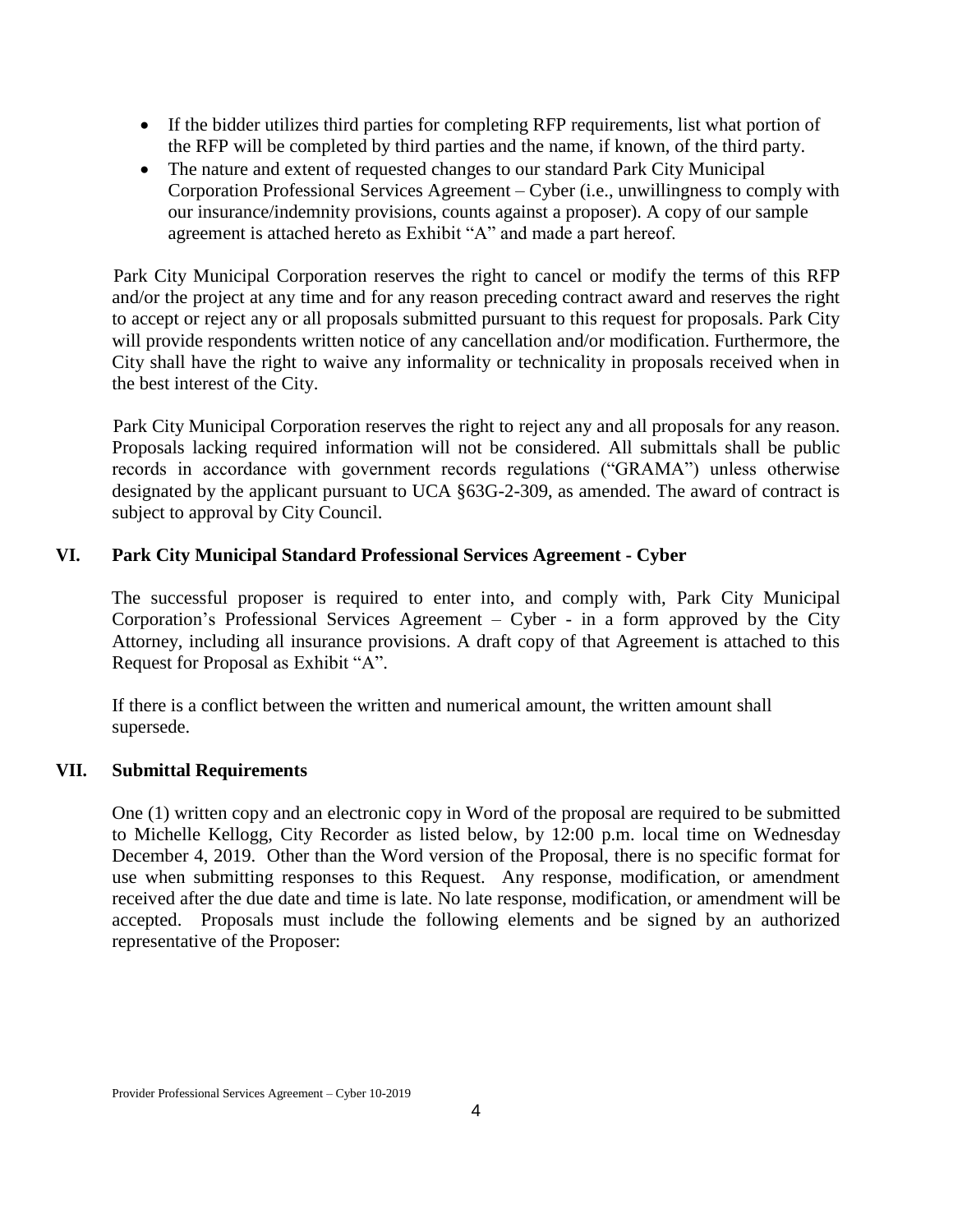- If the bidder utilizes third parties for completing RFP requirements, list what portion of the RFP will be completed by third parties and the name, if known, of the third party.
- The nature and extent of requested changes to our standard Park City Municipal Corporation Professional Services Agreement – Cyber (i.e., unwillingness to comply with our insurance/indemnity provisions, counts against a proposer). A copy of our sample agreement is attached hereto as Exhibit "A" and made a part hereof.

Park City Municipal Corporation reserves the right to cancel or modify the terms of this RFP and/or the project at any time and for any reason preceding contract award and reserves the right to accept or reject any or all proposals submitted pursuant to this request for proposals. Park City will provide respondents written notice of any cancellation and/or modification. Furthermore, the City shall have the right to waive any informality or technicality in proposals received when in the best interest of the City.

Park City Municipal Corporation reserves the right to reject any and all proposals for any reason. Proposals lacking required information will not be considered. All submittals shall be public records in accordance with government records regulations ("GRAMA") unless otherwise designated by the applicant pursuant to UCA §63G-2-309, as amended. The award of contract is subject to approval by City Council.

## VI. Park City Municipal Standard Professional Services Agreement - Cyber

The successful proposer is required to enter into, and comply with, Park City Municipal Corporation's Professional Services Agreement – Cyber - in a form approved by the City Attorney, including all insurance provisions. A draft copy of that Agreement is attached to this Request for Proposal as Exhibit "A".

If there is a conflict between the written and numerical amount, the written amount shall supersede.

## VII. Submittal Requirements

One (1) written copy and an electronic copy in Word of the proposal are required to be submitted to Michelle Kellogg, City Recorder as listed below, by 12:00 p.m. local time on Wednesday December 4, 2019. Other than the Word version of the Proposal, there is no specific format for use when submitting responses to this Request. Any response, modification, or amendment received after the due date and time is late. No late response, modification, or amendment will be accepted. Proposals must include the following elements and be signed by an authorized representative of the Proposer: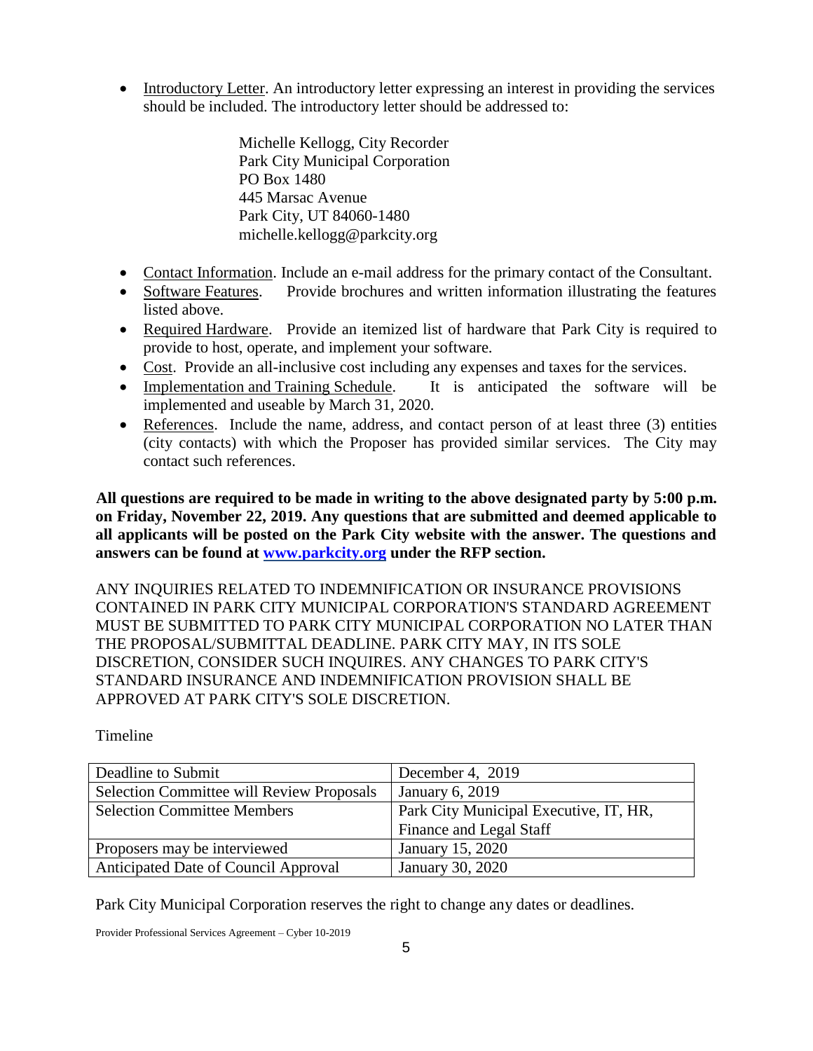- Introductory Letter. An introductory letter expressing an interest in providing the services should be included. The introductory letter should be addressed to:

  Michelle Kellogg, City Recorder
  Park City Municipal Corporation
  PO Box 1480
  445 Marsac Avenue
  Park City, UT 84060-1480
  michelle.kellogg@parkcity.org

- Contact Information. Include an e-mail address for the primary contact of the Consultant.
- Software Features. Provide brochures and written information illustrating the features listed above.
- Required Hardware. Provide an itemized list of hardware that Park City is required to provide to host, operate, and implement your software.
- Cost. Provide an all-inclusive cost including any expenses and taxes for the services.
- Implementation and Training Schedule. It is anticipated the software will be implemented and useable by March 31, 2020.
- References. Include the name, address, and contact person of at least three (3) entities (city contacts) with which the Proposer has provided similar services. The City may contact such references.

**All questions are required to be made in writing to the above designated party by 5:00 p.m. on Friday, November 22, 2019. Any questions that are submitted and deemed applicable to all applicants will be posted on the Park City website with the answer. The questions and answers can be found at [www.parkcity.org](http://www.parkcity.org) under the RFP section.**

ANY INQUIRIES RELATED TO INDEMNIFICATION OR INSURANCE PROVISIONS CONTAINED IN PARK CITY MUNICIPAL CORPORATION'S STANDARD AGREEMENT MUST BE SUBMITTED TO PARK CITY MUNICIPAL CORPORATION NO LATER THAN THE PROPOSAL/SUBMITTAL DEADLINE. PARK CITY MAY, IN ITS SOLE DISCRETION, CONSIDER SUCH INQUIRES. ANY CHANGES TO PARK CITY'S STANDARD INSURANCE AND INDEMNIFICATION PROVISION SHALL BE APPROVED AT PARK CITY'S SOLE DISCRETION.

Timeline

| Deadline to Submit | December 4, 2019 |
|---|---|
| Selection Committee will Review Proposals | January 6, 2019 |
| Selection Committee Members | Park City Municipal Executive, IT, HR, Finance and Legal Staff |
| Proposers may be interviewed | January 15, 2020 |
| Anticipated Date of Council Approval | January 30, 2020 |

Park City Municipal Corporation reserves the right to change any dates or deadlines.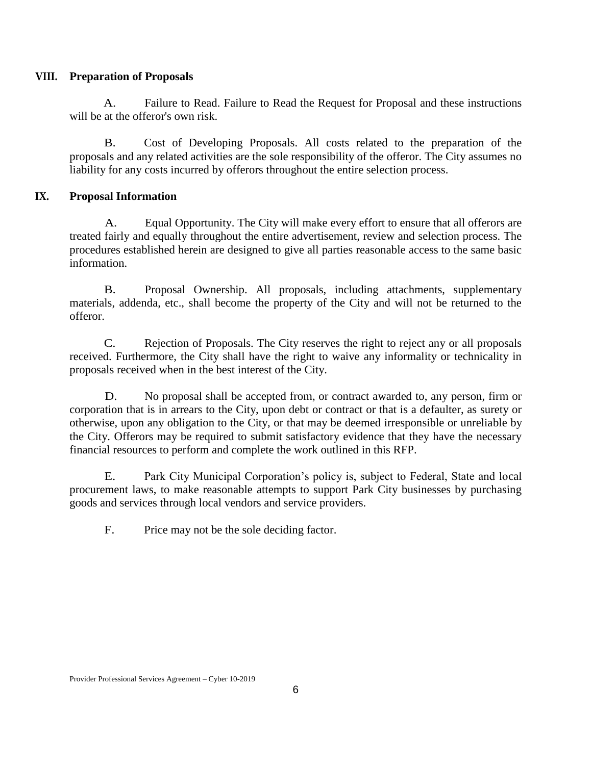## VIII. Preparation of Proposals

A. Failure to Read. Failure to Read the Request for Proposal and these instructions will be at the offeror's own risk.

B. Cost of Developing Proposals. All costs related to the preparation of the proposals and any related activities are the sole responsibility of the offeror. The City assumes no liability for any costs incurred by offerors throughout the entire selection process.

## IX. Proposal Information

A. Equal Opportunity. The City will make every effort to ensure that all offerors are treated fairly and equally throughout the entire advertisement, review and selection process. The procedures established herein are designed to give all parties reasonable access to the same basic information.

B. Proposal Ownership. All proposals, including attachments, supplementary materials, addenda, etc., shall become the property of the City and will not be returned to the offeror.

C. Rejection of Proposals. The City reserves the right to reject any or all proposals received. Furthermore, the City shall have the right to waive any informality or technicality in proposals received when in the best interest of the City.

D. No proposal shall be accepted from, or contract awarded to, any person, firm or corporation that is in arrears to the City, upon debt or contract or that is a defaulter, as surety or otherwise, upon any obligation to the City, or that may be deemed irresponsible or unreliable by the City. Offerors may be required to submit satisfactory evidence that they have the necessary financial resources to perform and complete the work outlined in this RFP.

E. Park City Municipal Corporation's policy is, subject to Federal, State and local procurement laws, to make reasonable attempts to support Park City businesses by purchasing goods and services through local vendors and service providers.

F. Price may not be the sole deciding factor.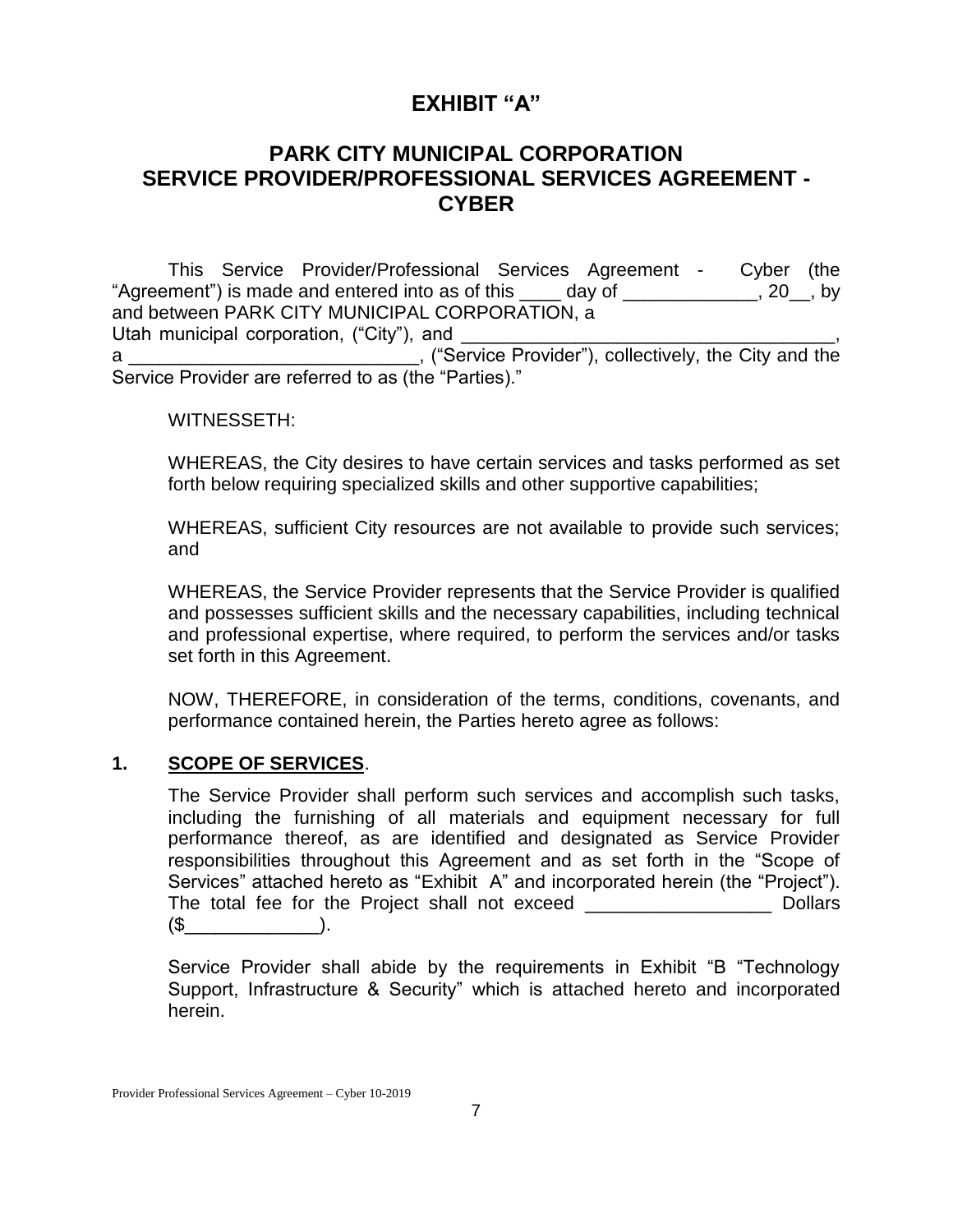# EXHIBIT “A”

## PARK CITY MUNICIPAL CORPORATION
## SERVICE PROVIDER/PROFESSIONAL SERVICES AGREEMENT - CYBER

This Service Provider/Professional Services Agreement - Cyber (the “Agreement”) is made and entered into as of this ____ day of _____________, 20__, by and between PARK CITY MUNICIPAL CORPORATION, a Utah municipal corporation, (“City”), and ___________________________________, a ____________________________, (“Service Provider”), collectively, the City and the Service Provider are referred to as (the “Parties).”

WITNESSETH:

WHEREAS, the City desires to have certain services and tasks performed as set forth below requiring specialized skills and other supportive capabilities;

WHEREAS, sufficient City resources are not available to provide such services; and

WHEREAS, the Service Provider represents that the Service Provider is qualified and possesses sufficient skills and the necessary capabilities, including technical and professional expertise, where required, to perform the services and/or tasks set forth in this Agreement.

NOW, THEREFORE, in consideration of the terms, conditions, covenants, and performance contained herein, the Parties hereto agree as follows:

**1. <u>SCOPE OF SERVICES</u>**.

The Service Provider shall perform such services and accomplish such tasks, including the furnishing of all materials and equipment necessary for full performance thereof, as are identified and designated as Service Provider responsibilities throughout this Agreement and as set forth in the “Scope of Services” attached hereto as “Exhibit A” and incorporated herein (the “Project”). The total fee for the Project shall not exceed __________________ Dollars ($_____________).

Service Provider shall abide by the requirements in Exhibit “B “Technology Support, Infrastructure & Security” which is attached hereto and incorporated herein.

Provider Professional Services Agreement – Cyber 10-2019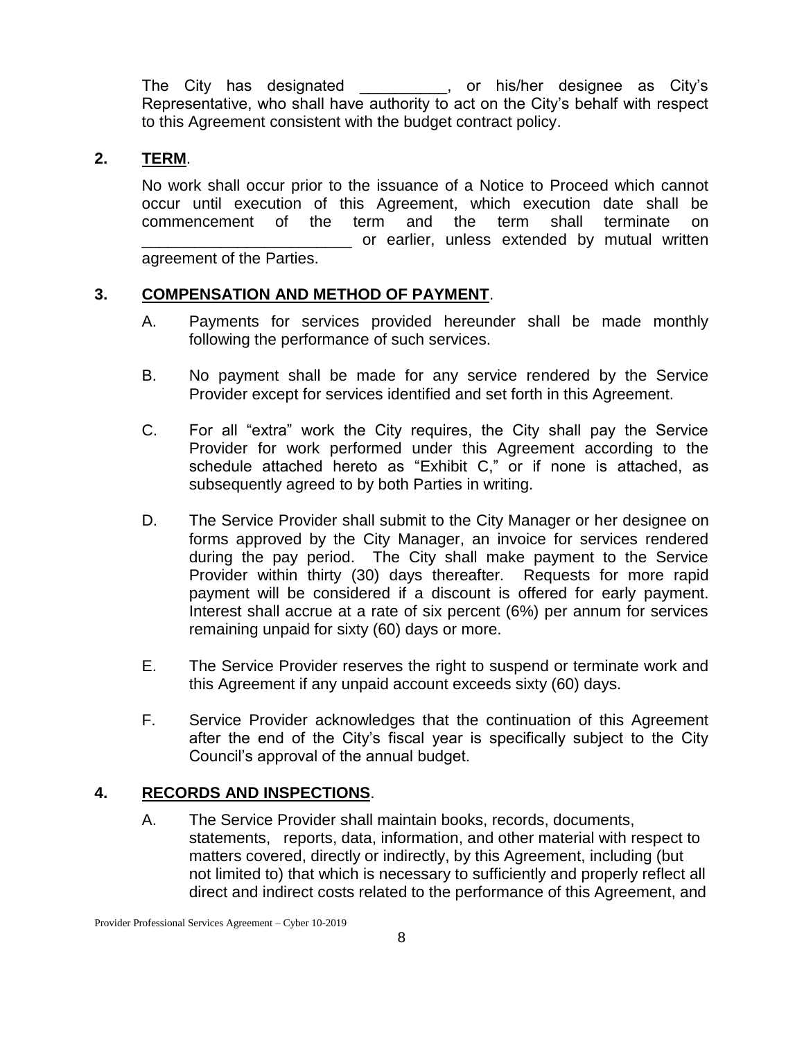The City has designated __________, or his/her designee as City's Representative, who shall have authority to act on the City's behalf with respect to this Agreement consistent with the budget contract policy.

## 2. **TERM**.

No work shall occur prior to the issuance of a Notice to Proceed which cannot occur until execution of this Agreement, which execution date shall be commencement of the term and the term shall terminate on ________________________ or earlier, unless extended by mutual written agreement of the Parties.

## 3. **COMPENSATION AND METHOD OF PAYMENT**.

A. Payments for services provided hereunder shall be made monthly following the performance of such services.

B. No payment shall be made for any service rendered by the Service Provider except for services identified and set forth in this Agreement.

C. For all "extra" work the City requires, the City shall pay the Service Provider for work performed under this Agreement according to the schedule attached hereto as "Exhibit C," or if none is attached, as subsequently agreed to by both Parties in writing.

D. The Service Provider shall submit to the City Manager or her designee on forms approved by the City Manager, an invoice for services rendered during the pay period. The City shall make payment to the Service Provider within thirty (30) days thereafter. Requests for more rapid payment will be considered if a discount is offered for early payment. Interest shall accrue at a rate of six percent (6%) per annum for services remaining unpaid for sixty (60) days or more.

E. The Service Provider reserves the right to suspend or terminate work and this Agreement if any unpaid account exceeds sixty (60) days.

F. Service Provider acknowledges that the continuation of this Agreement after the end of the City's fiscal year is specifically subject to the City Council's approval of the annual budget.

## 4. **RECORDS AND INSPECTIONS**.

A. The Service Provider shall maintain books, records, documents, statements, reports, data, information, and other material with respect to matters covered, directly or indirectly, by this Agreement, including (but not limited to) that which is necessary to sufficiently and properly reflect all direct and indirect costs related to the performance of this Agreement, and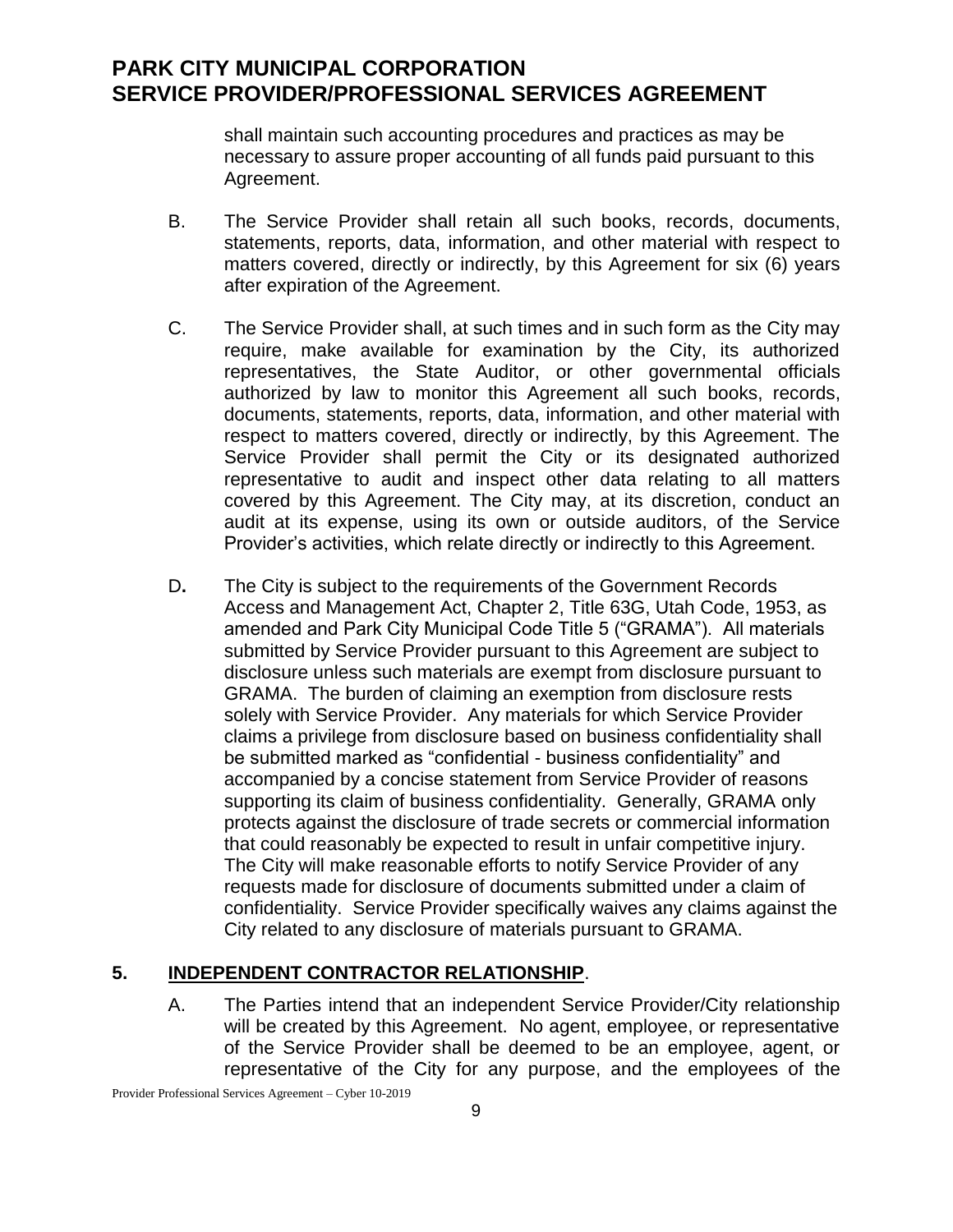shall maintain such accounting procedures and practices as may be necessary to assure proper accounting of all funds paid pursuant to this Agreement.

B. The Service Provider shall retain all such books, records, documents, statements, reports, data, information, and other material with respect to matters covered, directly or indirectly, by this Agreement for six (6) years after expiration of the Agreement.

C. The Service Provider shall, at such times and in such form as the City may require, make available for examination by the City, its authorized representatives, the State Auditor, or other governmental officials authorized by law to monitor this Agreement all such books, records, documents, statements, reports, data, information, and other material with respect to matters covered, directly or indirectly, by this Agreement. The Service Provider shall permit the City or its designated authorized representative to audit and inspect other data relating to all matters covered by this Agreement. The City may, at its discretion, conduct an audit at its expense, using its own or outside auditors, of the Service Provider's activities, which relate directly or indirectly to this Agreement.

D**.** The City is subject to the requirements of the Government Records Access and Management Act, Chapter 2, Title 63G, Utah Code, 1953, as amended and Park City Municipal Code Title 5 ("GRAMA"). All materials submitted by Service Provider pursuant to this Agreement are subject to disclosure unless such materials are exempt from disclosure pursuant to GRAMA. The burden of claiming an exemption from disclosure rests solely with Service Provider. Any materials for which Service Provider claims a privilege from disclosure based on business confidentiality shall be submitted marked as "confidential - business confidentiality" and accompanied by a concise statement from Service Provider of reasons supporting its claim of business confidentiality. Generally, GRAMA only protects against the disclosure of trade secrets or commercial information that could reasonably be expected to result in unfair competitive injury. The City will make reasonable efforts to notify Service Provider of any requests made for disclosure of documents submitted under a claim of confidentiality. Service Provider specifically waives any claims against the City related to any disclosure of materials pursuant to GRAMA.

## 5. <u>INDEPENDENT CONTRACTOR RELATIONSHIP</u>.

A. The Parties intend that an independent Service Provider/City relationship will be created by this Agreement. No agent, employee, or representative of the Service Provider shall be deemed to be an employee, agent, or representative of the City for any purpose, and the employees of the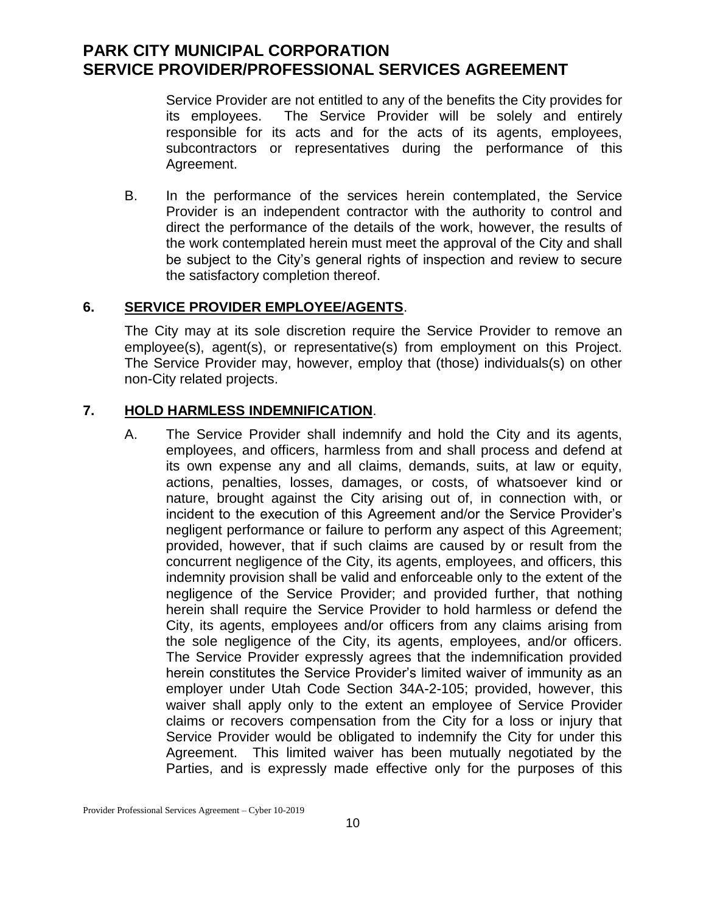Service Provider are not entitled to any of the benefits the City provides for its employees. The Service Provider will be solely and entirely responsible for its acts and for the acts of its agents, employees, subcontractors or representatives during the performance of this Agreement.

B. In the performance of the services herein contemplated, the Service Provider is an independent contractor with the authority to control and direct the performance of the details of the work, however, the results of the work contemplated herein must meet the approval of the City and shall be subject to the City's general rights of inspection and review to secure the satisfactory completion thereof.

## 6. <u>SERVICE PROVIDER EMPLOYEE/AGENTS</u>.

The City may at its sole discretion require the Service Provider to remove an employee(s), agent(s), or representative(s) from employment on this Project. The Service Provider may, however, employ that (those) individuals(s) on other non-City related projects.

## 7. <u>HOLD HARMLESS INDEMNIFICATION</u>.

A. The Service Provider shall indemnify and hold the City and its agents, employees, and officers, harmless from and shall process and defend at its own expense any and all claims, demands, suits, at law or equity, actions, penalties, losses, damages, or costs, of whatsoever kind or nature, brought against the City arising out of, in connection with, or incident to the execution of this Agreement and/or the Service Provider's negligent performance or failure to perform any aspect of this Agreement; provided, however, that if such claims are caused by or result from the concurrent negligence of the City, its agents, employees, and officers, this indemnity provision shall be valid and enforceable only to the extent of the negligence of the Service Provider; and provided further, that nothing herein shall require the Service Provider to hold harmless or defend the City, its agents, employees and/or officers from any claims arising from the sole negligence of the City, its agents, employees, and/or officers. The Service Provider expressly agrees that the indemnification provided herein constitutes the Service Provider's limited waiver of immunity as an employer under Utah Code Section 34A-2-105; provided, however, this waiver shall apply only to the extent an employee of Service Provider claims or recovers compensation from the City for a loss or injury that Service Provider would be obligated to indemnify the City for under this Agreement. This limited waiver has been mutually negotiated by the Parties, and is expressly made effective only for the purposes of this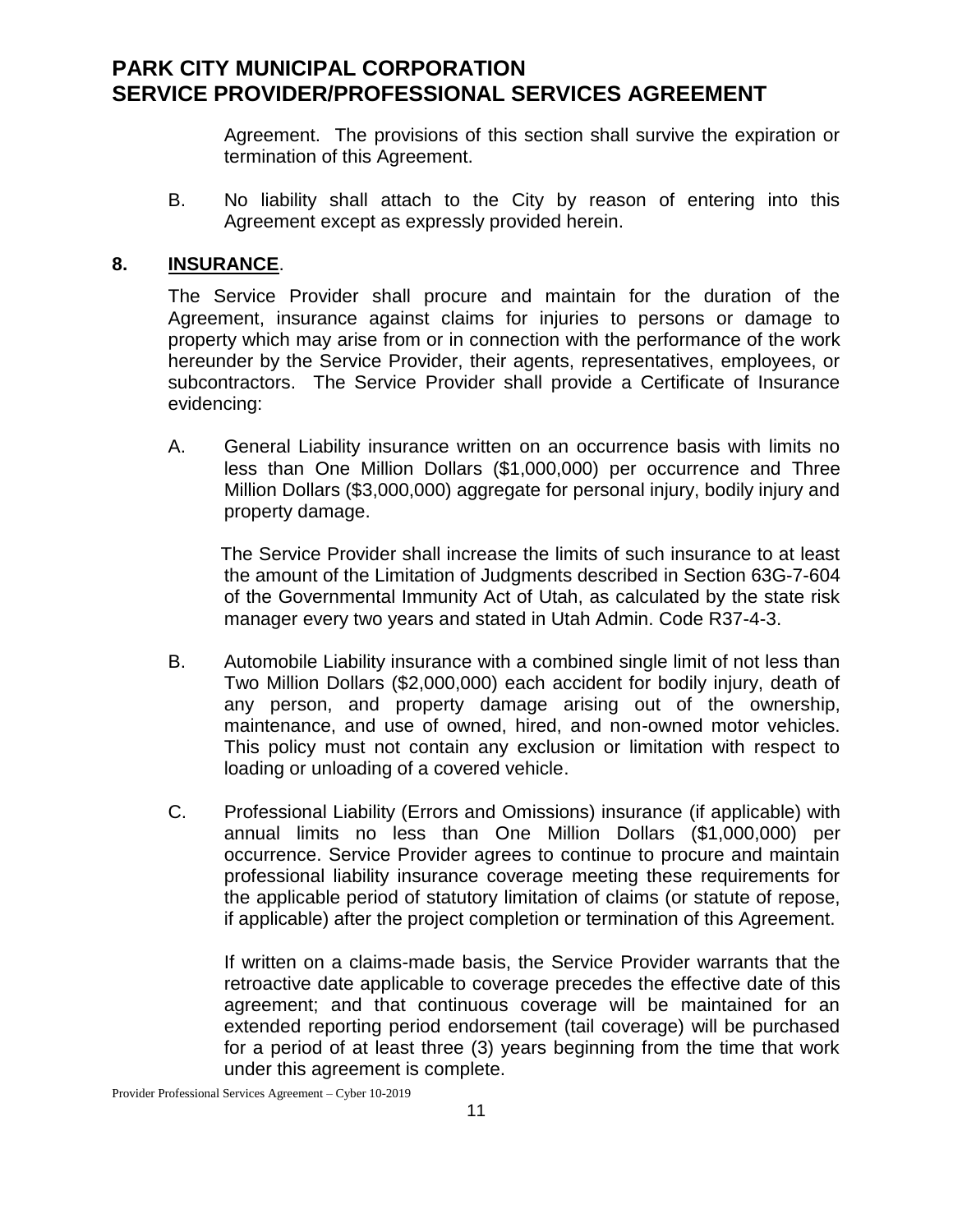Agreement. The provisions of this section shall survive the expiration or termination of this Agreement.

B. No liability shall attach to the City by reason of entering into this Agreement except as expressly provided herein.

## 8. **INSURANCE**.

The Service Provider shall procure and maintain for the duration of the Agreement, insurance against claims for injuries to persons or damage to property which may arise from or in connection with the performance of the work hereunder by the Service Provider, their agents, representatives, employees, or subcontractors. The Service Provider shall provide a Certificate of Insurance evidencing:

A. General Liability insurance written on an occurrence basis with limits no less than One Million Dollars ($1,000,000) per occurrence and Three Million Dollars ($3,000,000) aggregate for personal injury, bodily injury and property damage.

The Service Provider shall increase the limits of such insurance to at least the amount of the Limitation of Judgments described in Section 63G-7-604 of the Governmental Immunity Act of Utah, as calculated by the state risk manager every two years and stated in Utah Admin. Code R37-4-3.

B. Automobile Liability insurance with a combined single limit of not less than Two Million Dollars ($2,000,000) each accident for bodily injury, death of any person, and property damage arising out of the ownership, maintenance, and use of owned, hired, and non-owned motor vehicles. This policy must not contain any exclusion or limitation with respect to loading or unloading of a covered vehicle.

C. Professional Liability (Errors and Omissions) insurance (if applicable) with annual limits no less than One Million Dollars ($1,000,000) per occurrence. Service Provider agrees to continue to procure and maintain professional liability insurance coverage meeting these requirements for the applicable period of statutory limitation of claims (or statute of repose, if applicable) after the project completion or termination of this Agreement.

If written on a claims-made basis, the Service Provider warrants that the retroactive date applicable to coverage precedes the effective date of this agreement; and that continuous coverage will be maintained for an extended reporting period endorsement (tail coverage) will be purchased for a period of at least three (3) years beginning from the time that work under this agreement is complete.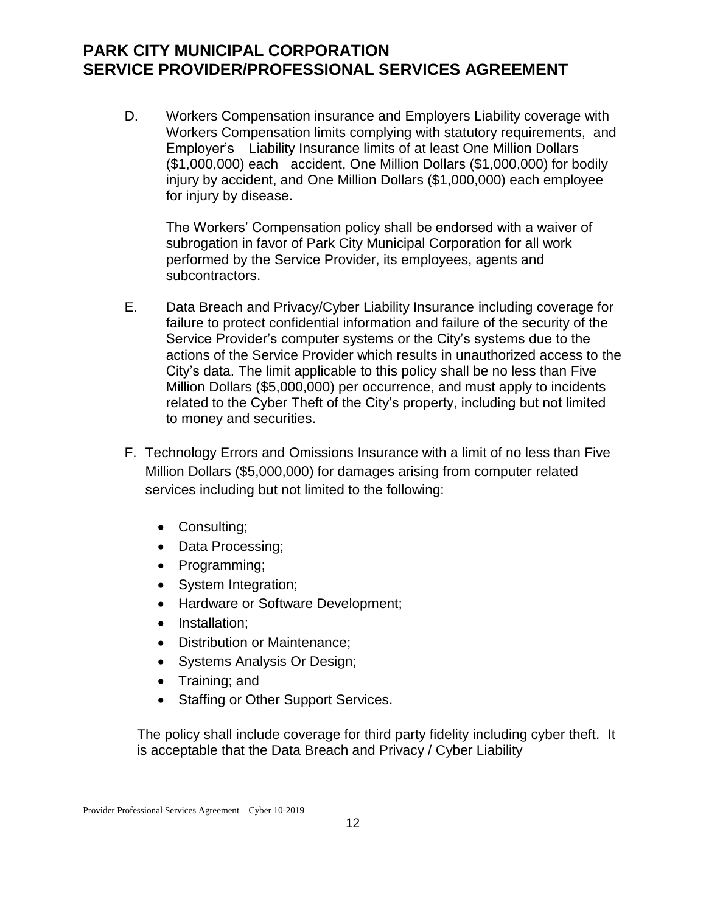D. Workers Compensation insurance and Employers Liability coverage with Workers Compensation limits complying with statutory requirements, and Employer's Liability Insurance limits of at least One Million Dollars ($1,000,000) each accident, One Million Dollars ($1,000,000) for bodily injury by accident, and One Million Dollars ($1,000,000) each employee for injury by disease.

   The Workers' Compensation policy shall be endorsed with a waiver of subrogation in favor of Park City Municipal Corporation for all work performed by the Service Provider, its employees, agents and subcontractors.

E. Data Breach and Privacy/Cyber Liability Insurance including coverage for failure to protect confidential information and failure of the security of the Service Provider's computer systems or the City's systems due to the actions of the Service Provider which results in unauthorized access to the City's data. The limit applicable to this policy shall be no less than Five Million Dollars ($5,000,000) per occurrence, and must apply to incidents related to the Cyber Theft of the City's property, including but not limited to money and securities.

F. Technology Errors and Omissions Insurance with a limit of no less than Five Million Dollars ($5,000,000) for damages arising from computer related services including but not limited to the following:

   - Consulting;
   - Data Processing;
   - Programming;
   - System Integration;
   - Hardware or Software Development;
   - Installation;
   - Distribution or Maintenance;
   - Systems Analysis Or Design;
   - Training; and
   - Staffing or Other Support Services.

   The policy shall include coverage for third party fidelity including cyber theft. It is acceptable that the Data Breach and Privacy / Cyber Liability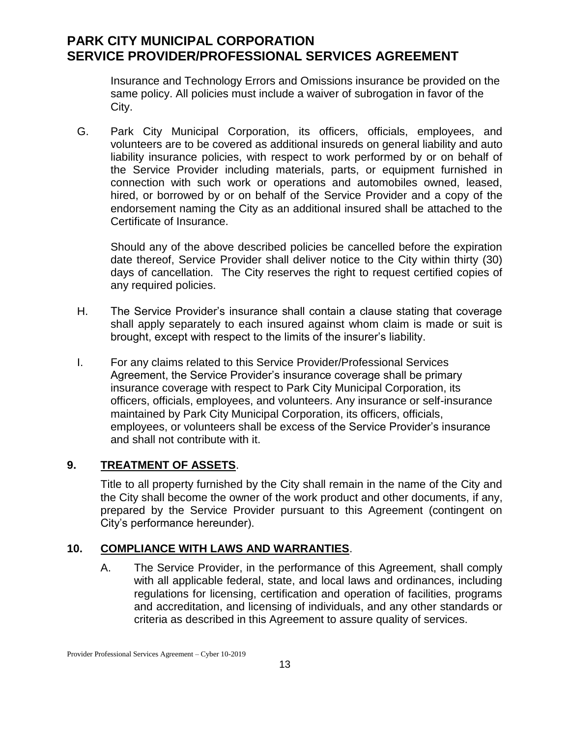Insurance and Technology Errors and Omissions insurance be provided on the same policy. All policies must include a waiver of subrogation in favor of the City.

G. Park City Municipal Corporation, its officers, officials, employees, and volunteers are to be covered as additional insureds on general liability and auto liability insurance policies, with respect to work performed by or on behalf of the Service Provider including materials, parts, or equipment furnished in connection with such work or operations and automobiles owned, leased, hired, or borrowed by or on behalf of the Service Provider and a copy of the endorsement naming the City as an additional insured shall be attached to the Certificate of Insurance.

   Should any of the above described policies be cancelled before the expiration date thereof, Service Provider shall deliver notice to the City within thirty (30) days of cancellation. The City reserves the right to request certified copies of any required policies.

H. The Service Provider's insurance shall contain a clause stating that coverage shall apply separately to each insured against whom claim is made or suit is brought, except with respect to the limits of the insurer's liability.

I. For any claims related to this Service Provider/Professional Services Agreement, the Service Provider's insurance coverage shall be primary insurance coverage with respect to Park City Municipal Corporation, its officers, officials, employees, and volunteers. Any insurance or self-insurance maintained by Park City Municipal Corporation, its officers, officials, employees, or volunteers shall be excess of the Service Provider's insurance and shall not contribute with it.

## 9. TREATMENT OF ASSETS.

Title to all property furnished by the City shall remain in the name of the City and the City shall become the owner of the work product and other documents, if any, prepared by the Service Provider pursuant to this Agreement (contingent on City's performance hereunder).

## 10. COMPLIANCE WITH LAWS AND WARRANTIES.

A. The Service Provider, in the performance of this Agreement, shall comply with all applicable federal, state, and local laws and ordinances, including regulations for licensing, certification and operation of facilities, programs and accreditation, and licensing of individuals, and any other standards or criteria as described in this Agreement to assure quality of services.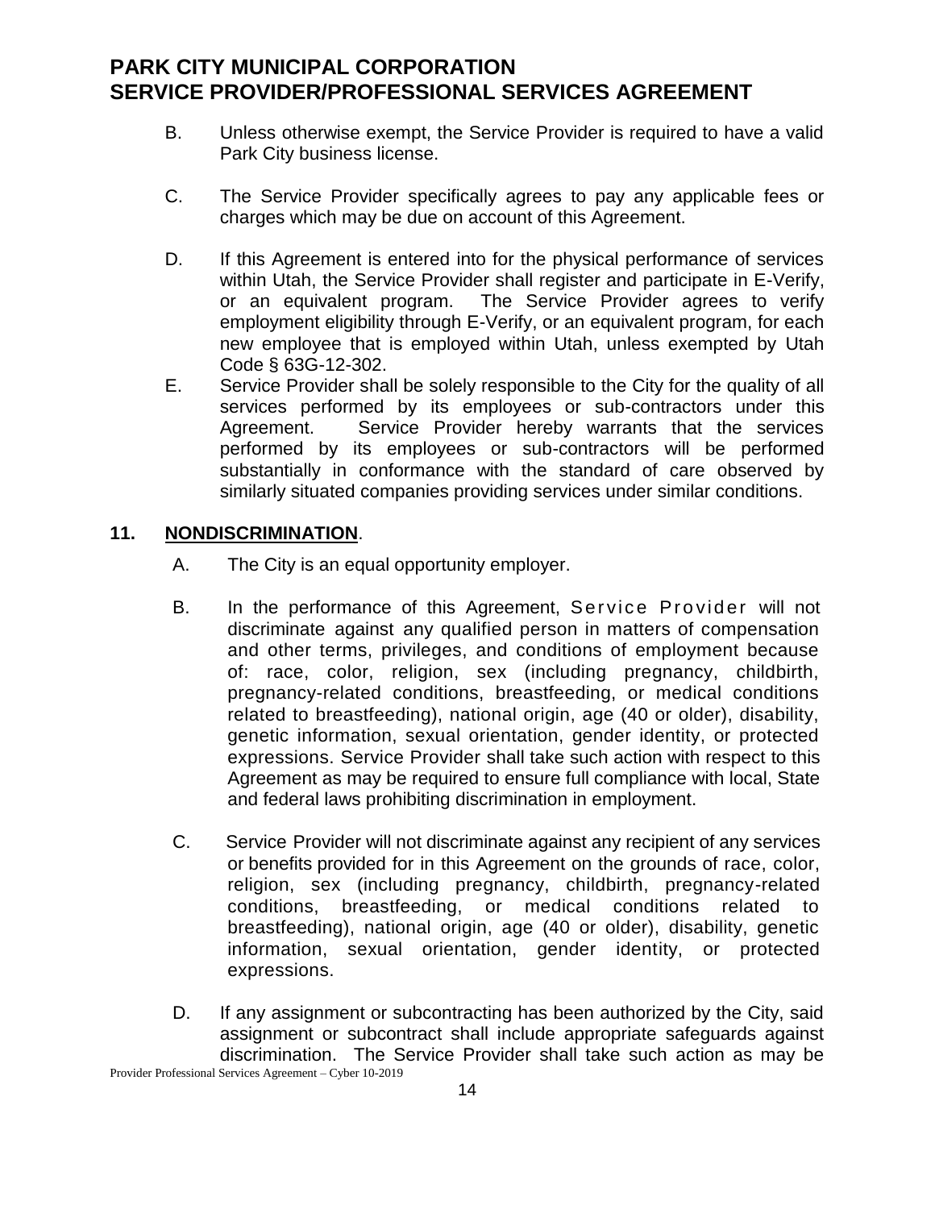B. Unless otherwise exempt, the Service Provider is required to have a valid Park City business license.

C. The Service Provider specifically agrees to pay any applicable fees or charges which may be due on account of this Agreement.

D. If this Agreement is entered into for the physical performance of services within Utah, the Service Provider shall register and participate in E-Verify, or an equivalent program. The Service Provider agrees to verify employment eligibility through E-Verify, or an equivalent program, for each new employee that is employed within Utah, unless exempted by Utah Code § 63G-12-302.

E. Service Provider shall be solely responsible to the City for the quality of all services performed by its employees or sub-contractors under this Agreement. Service Provider hereby warrants that the services performed by its employees or sub-contractors will be performed substantially in conformance with the standard of care observed by similarly situated companies providing services under similar conditions.

## 11. <u>NONDISCRIMINATION</u>.

A. The City is an equal opportunity employer.

B. In the performance of this Agreement, Service Provider will not discriminate against any qualified person in matters of compensation and other terms, privileges, and conditions of employment because of: race, color, religion, sex (including pregnancy, childbirth, pregnancy-related conditions, breastfeeding, or medical conditions related to breastfeeding), national origin, age (40 or older), disability, genetic information, sexual orientation, gender identity, or protected expressions. Service Provider shall take such action with respect to this Agreement as may be required to ensure full compliance with local, State and federal laws prohibiting discrimination in employment.

C. Service Provider will not discriminate against any recipient of any services or benefits provided for in this Agreement on the grounds of race, color, religion, sex (including pregnancy, childbirth, pregnancy-related conditions, breastfeeding, or medical conditions related to breastfeeding), national origin, age (40 or older), disability, genetic information, sexual orientation, gender identity, or protected expressions.

D. If any assignment or subcontracting has been authorized by the City, said assignment or subcontract shall include appropriate safeguards against discrimination. The Service Provider shall take such action as may be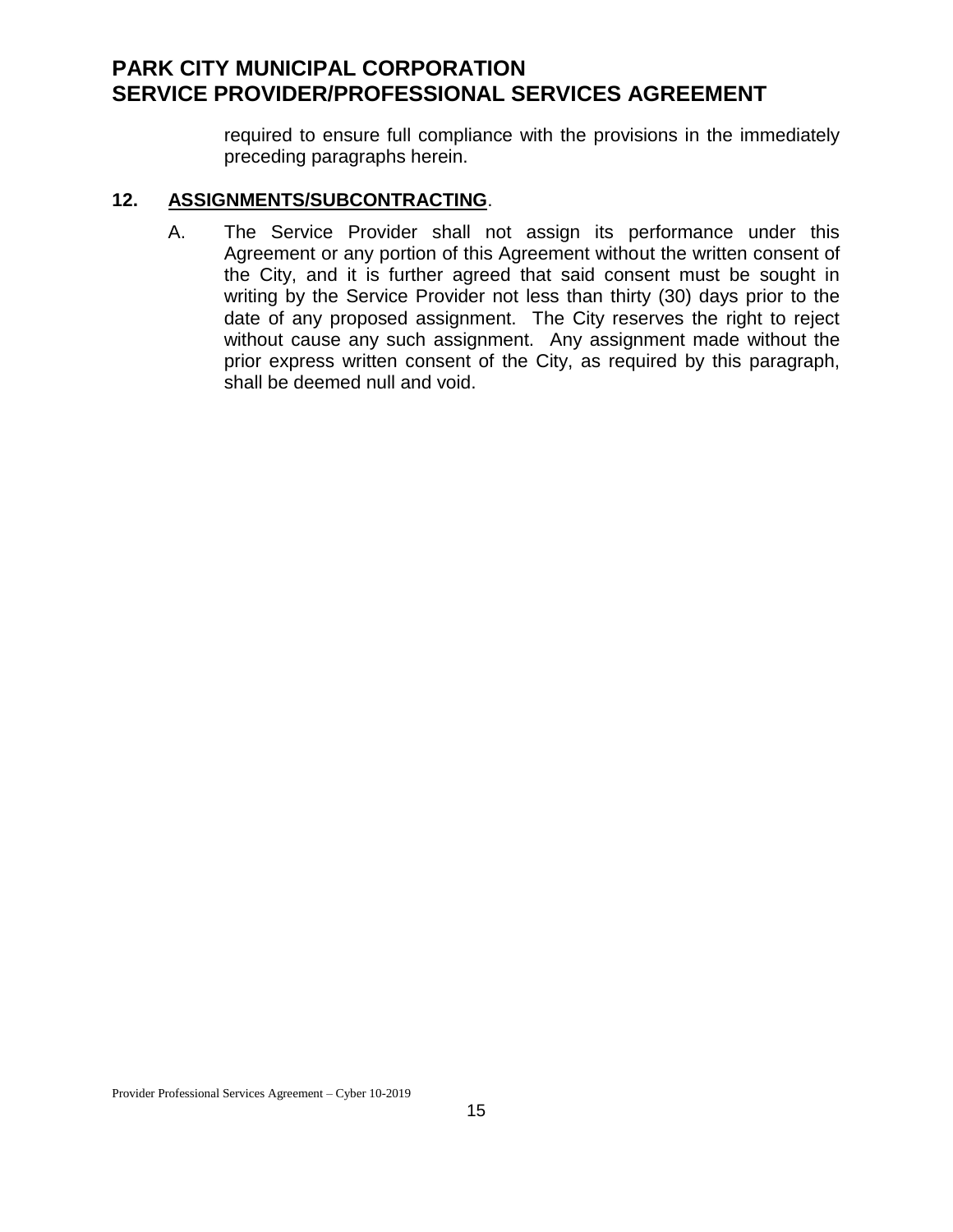required to ensure full compliance with the provisions in the immediately preceding paragraphs herein.

## 12. ASSIGNMENTS/SUBCONTRACTING.

A. The Service Provider shall not assign its performance under this Agreement or any portion of this Agreement without the written consent of the City, and it is further agreed that said consent must be sought in writing by the Service Provider not less than thirty (30) days prior to the date of any proposed assignment. The City reserves the right to reject without cause any such assignment. Any assignment made without the prior express written consent of the City, as required by this paragraph, shall be deemed null and void.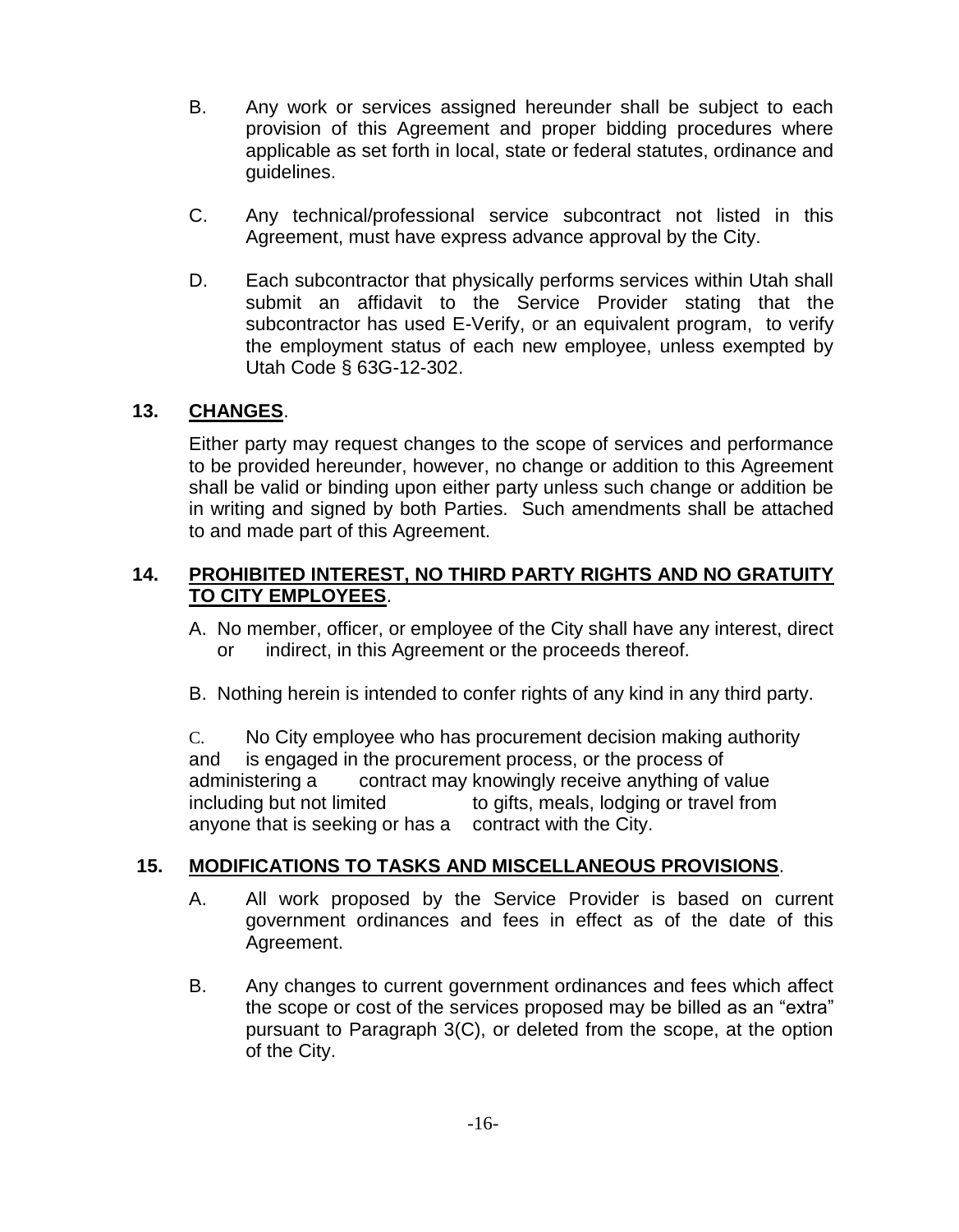B. Any work or services assigned hereunder shall be subject to each provision of this Agreement and proper bidding procedures where applicable as set forth in local, state or federal statutes, ordinance and guidelines.

C. Any technical/professional service subcontract not listed in this Agreement, must have express advance approval by the City.

D. Each subcontractor that physically performs services within Utah shall submit an affidavit to the Service Provider stating that the subcontractor has used E-Verify, or an equivalent program, to verify the employment status of each new employee, unless exempted by Utah Code § 63G-12-302.

**13. CHANGES.**

Either party may request changes to the scope of services and performance to be provided hereunder, however, no change or addition to this Agreement shall be valid or binding upon either party unless such change or addition be in writing and signed by both Parties. Such amendments shall be attached to and made part of this Agreement.

**14. PROHIBITED INTEREST, NO THIRD PARTY RIGHTS AND NO GRATUITY TO CITY EMPLOYEES.**

A. No member, officer, or employee of the City shall have any interest, direct or indirect, in this Agreement or the proceeds thereof.

B. Nothing herein is intended to confer rights of any kind in any third party.

C. No City employee who has procurement decision making authority and is engaged in the procurement process, or the process of administering a contract may knowingly receive anything of value including but not limited to gifts, meals, lodging or travel from anyone that is seeking or has a contract with the City.

**15. MODIFICATIONS TO TASKS AND MISCELLANEOUS PROVISIONS.**

A. All work proposed by the Service Provider is based on current government ordinances and fees in effect as of the date of this Agreement.

B. Any changes to current government ordinances and fees which affect the scope or cost of the services proposed may be billed as an "extra" pursuant to Paragraph 3(C), or deleted from the scope, at the option of the City.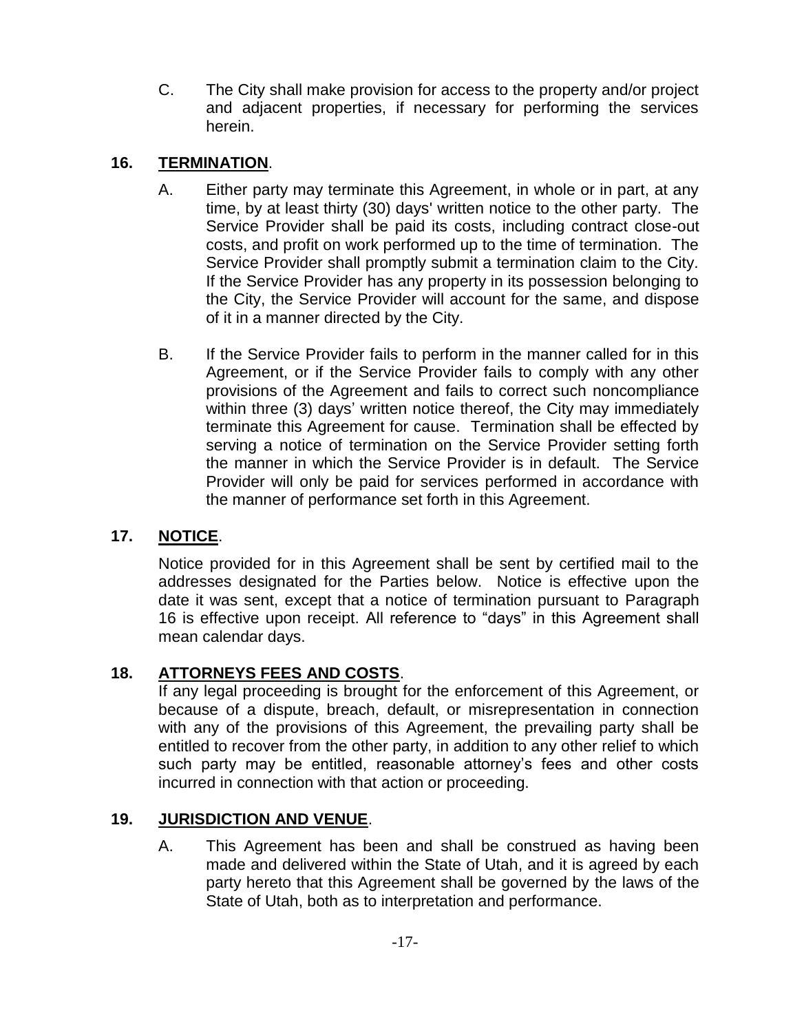C. The City shall make provision for access to the property and/or project and adjacent properties, if necessary for performing the services herein.

## 16. TERMINATION.

A. Either party may terminate this Agreement, in whole or in part, at any time, by at least thirty (30) days' written notice to the other party. The Service Provider shall be paid its costs, including contract close-out costs, and profit on work performed up to the time of termination. The Service Provider shall promptly submit a termination claim to the City. If the Service Provider has any property in its possession belonging to the City, the Service Provider will account for the same, and dispose of it in a manner directed by the City.

B. If the Service Provider fails to perform in the manner called for in this Agreement, or if the Service Provider fails to comply with any other provisions of the Agreement and fails to correct such noncompliance within three (3) days' written notice thereof, the City may immediately terminate this Agreement for cause. Termination shall be effected by serving a notice of termination on the Service Provider setting forth the manner in which the Service Provider is in default. The Service Provider will only be paid for services performed in accordance with the manner of performance set forth in this Agreement.

## 17. NOTICE.

Notice provided for in this Agreement shall be sent by certified mail to the addresses designated for the Parties below. Notice is effective upon the date it was sent, except that a notice of termination pursuant to Paragraph 16 is effective upon receipt. All reference to "days" in this Agreement shall mean calendar days.

## 18. ATTORNEYS FEES AND COSTS.

If any legal proceeding is brought for the enforcement of this Agreement, or because of a dispute, breach, default, or misrepresentation in connection with any of the provisions of this Agreement, the prevailing party shall be entitled to recover from the other party, in addition to any other relief to which such party may be entitled, reasonable attorney's fees and other costs incurred in connection with that action or proceeding.

## 19. JURISDICTION AND VENUE.

A. This Agreement has been and shall be construed as having been made and delivered within the State of Utah, and it is agreed by each party hereto that this Agreement shall be governed by the laws of the State of Utah, both as to interpretation and performance.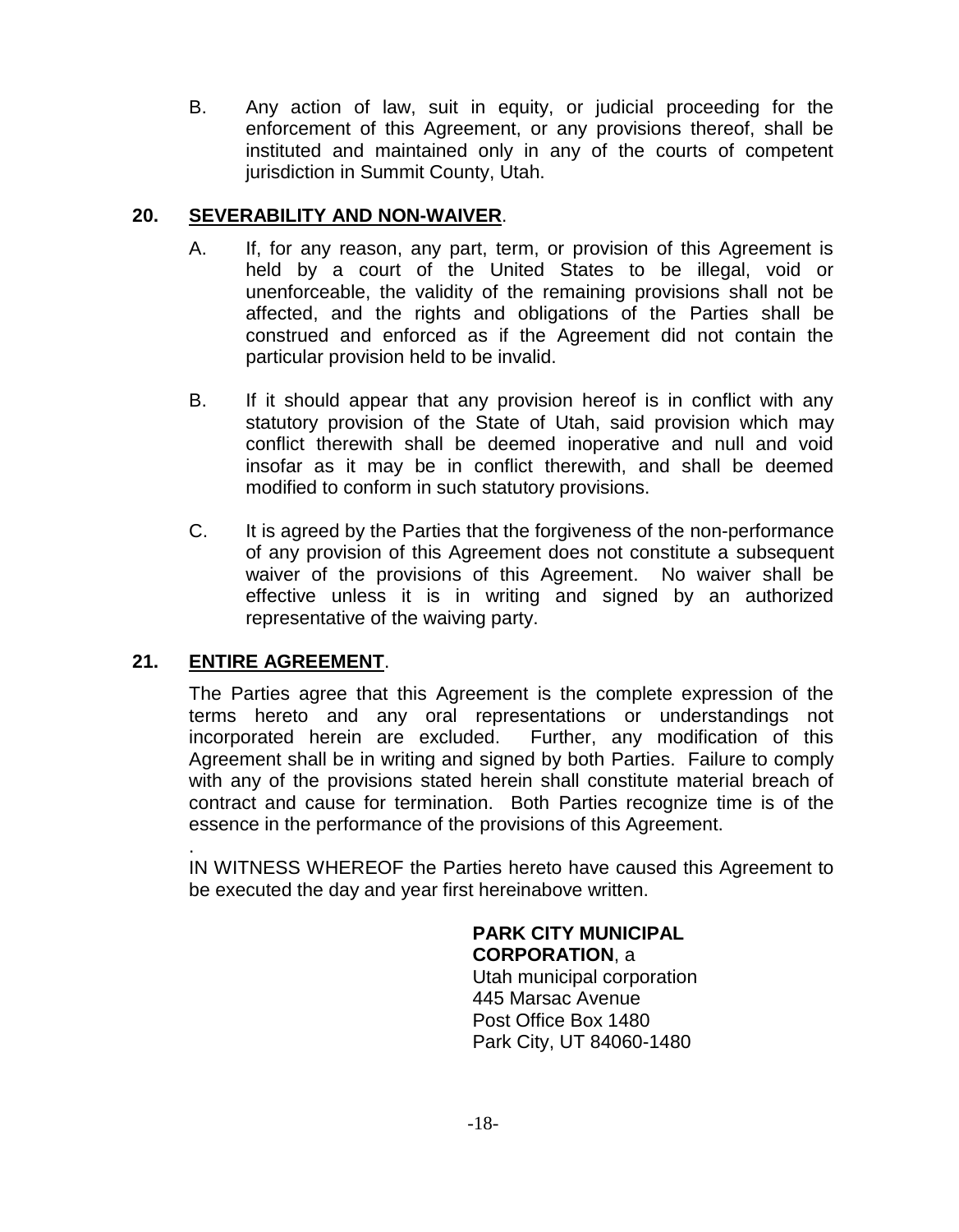B. Any action of law, suit in equity, or judicial proceeding for the enforcement of this Agreement, or any provisions thereof, shall be instituted and maintained only in any of the courts of competent jurisdiction in Summit County, Utah.

**20. SEVERABILITY AND NON-WAIVER**.

A. If, for any reason, any part, term, or provision of this Agreement is held by a court of the United States to be illegal, void or unenforceable, the validity of the remaining provisions shall not be affected, and the rights and obligations of the Parties shall be construed and enforced as if the Agreement did not contain the particular provision held to be invalid.

B. If it should appear that any provision hereof is in conflict with any statutory provision of the State of Utah, said provision which may conflict therewith shall be deemed inoperative and null and void insofar as it may be in conflict therewith, and shall be deemed modified to conform in such statutory provisions.

C. It is agreed by the Parties that the forgiveness of the non-performance of any provision of this Agreement does not constitute a subsequent waiver of the provisions of this Agreement. No waiver shall be effective unless it is in writing and signed by an authorized representative of the waiving party.

**21. ENTIRE AGREEMENT**.

The Parties agree that this Agreement is the complete expression of the terms hereto and any oral representations or understandings not incorporated herein are excluded. Further, any modification of this Agreement shall be in writing and signed by both Parties. Failure to comply with any of the provisions stated herein shall constitute material breach of contract and cause for termination. Both Parties recognize time is of the essence in the performance of the provisions of this Agreement.

.

IN WITNESS WHEREOF the Parties hereto have caused this Agreement to be executed the day and year first hereinabove written.

**PARK CITY MUNICIPAL CORPORATION**, a
Utah municipal corporation
445 Marsac Avenue
Post Office Box 1480
Park City, UT 84060-1480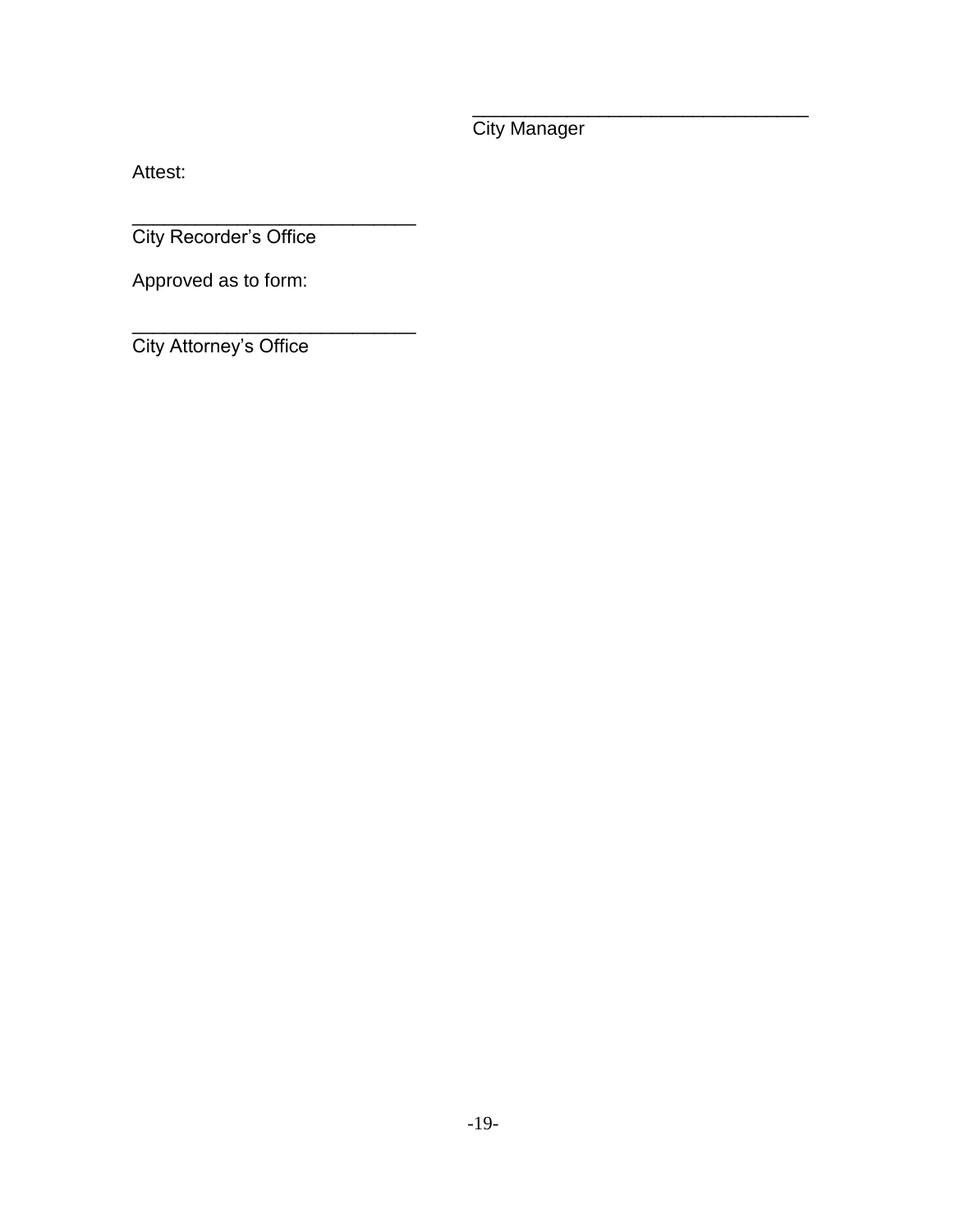\_\_\_\_\_\_\_\_\_\_\_\_\_\_\_\_\_\_\_\_\_\_\_\_\_\_\_\_\_\_\_\_
City Manager

Attest:

\_\_\_\_\_\_\_\_\_\_\_\_\_\_\_\_\_\_\_\_\_\_\_\_\_\_\_\_
City Recorder's Office

Approved as to form:

\_\_\_\_\_\_\_\_\_\_\_\_\_\_\_\_\_\_\_\_\_\_\_\_\_\_\_\_
City Attorney's Office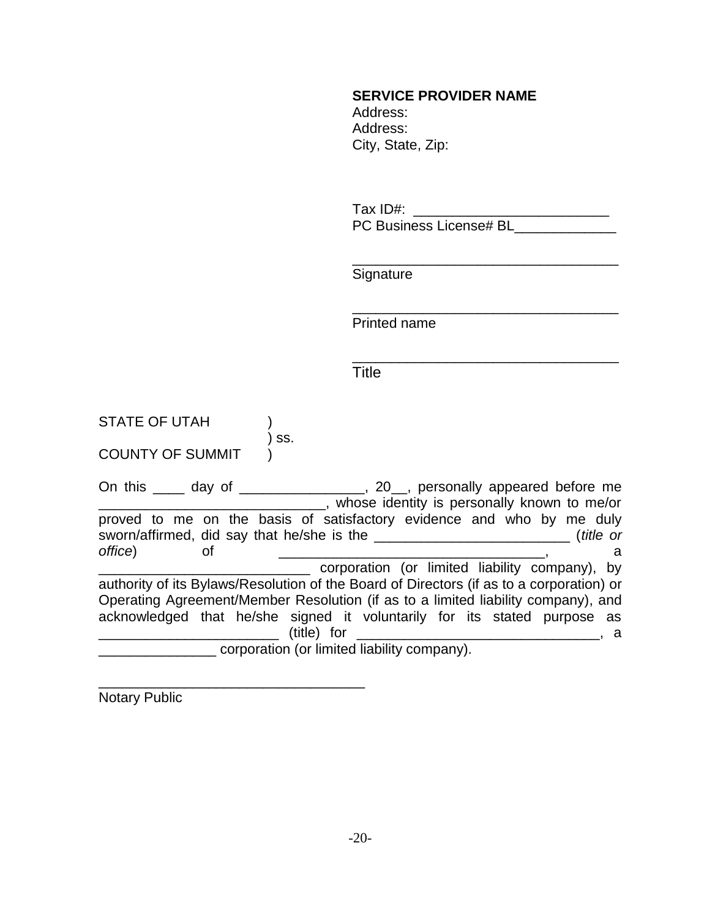**SERVICE PROVIDER NAME**
Address:
Address:
City, State, Zip:

Tax ID#: _________________________
PC Business License# BL_____________

__________________________________
Signature

__________________________________
Printed name

__________________________________
Title

STATE OF UTAH )
) ss.
COUNTY OF SUMMIT )

On this ____ day of ________________, 20__, personally appeared before me _____________________________, whose identity is personally known to me/or proved to me on the basis of satisfactory evidence and who by me duly sworn/affirmed, did say that he/she is the _________________________ (*title or office*) of __________________________________, a ___________________________ corporation (or limited liability company), by authority of its Bylaws/Resolution of the Board of Directors (if as to a corporation) or Operating Agreement/Member Resolution (if as to a limited liability company), and acknowledged that he/she signed it voluntarily for its stated purpose as _______________________ (title) for ________________________________, a _______________ corporation (or limited liability company).

__________________________________
Notary Public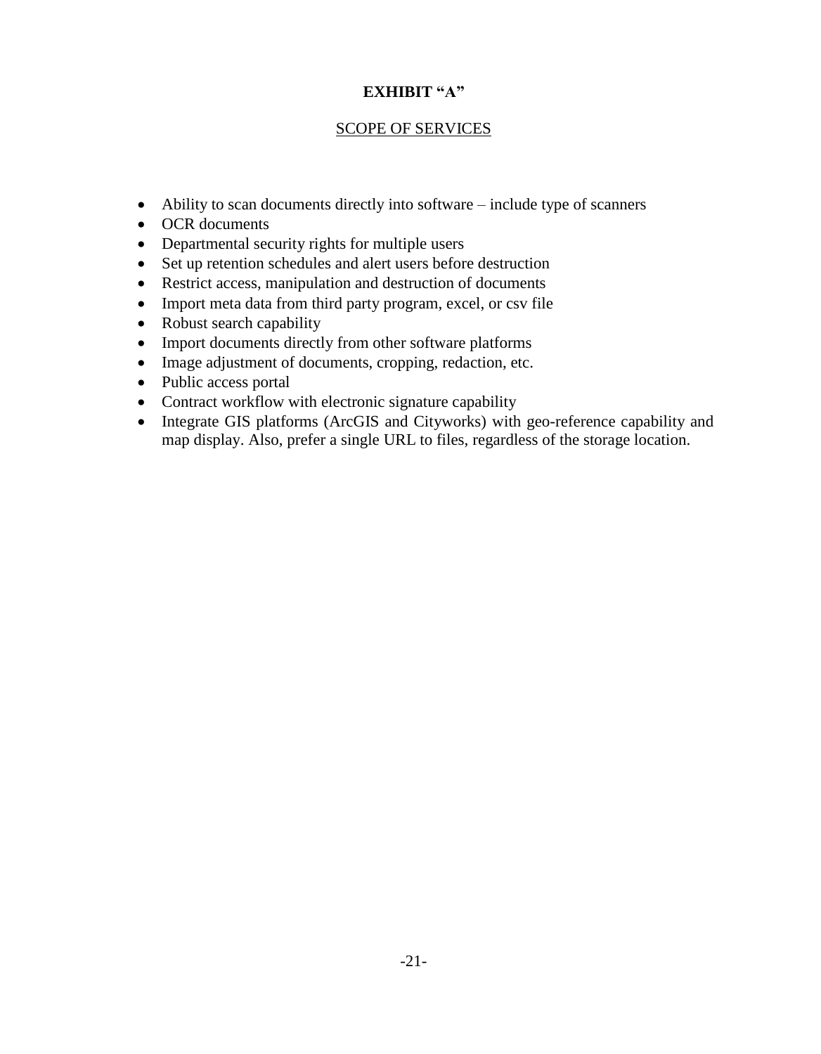# EXHIBIT "A"

## SCOPE OF SERVICES

- Ability to scan documents directly into software – include type of scanners
- OCR documents
- Departmental security rights for multiple users
- Set up retention schedules and alert users before destruction
- Restrict access, manipulation and destruction of documents
- Import meta data from third party program, excel, or csv file
- Robust search capability
- Import documents directly from other software platforms
- Image adjustment of documents, cropping, redaction, etc.
- Public access portal
- Contract workflow with electronic signature capability
- Integrate GIS platforms (ArcGIS and Cityworks) with geo-reference capability and map display. Also, prefer a single URL to files, regardless of the storage location.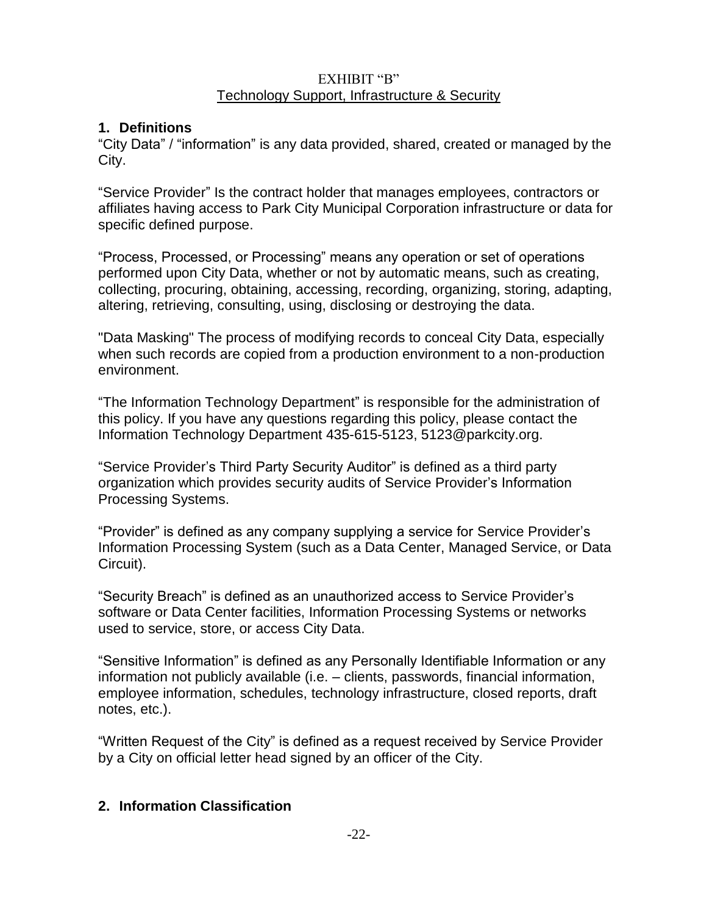EXHIBIT "B"

Technology Support, Infrastructure & Security

## 1. Definitions

"City Data" / "information" is any data provided, shared, created or managed by the City.

"Service Provider" Is the contract holder that manages employees, contractors or affiliates having access to Park City Municipal Corporation infrastructure or data for specific defined purpose.

"Process, Processed, or Processing" means any operation or set of operations performed upon City Data, whether or not by automatic means, such as creating, collecting, procuring, obtaining, accessing, recording, organizing, storing, adapting, altering, retrieving, consulting, using, disclosing or destroying the data.

"Data Masking" The process of modifying records to conceal City Data, especially when such records are copied from a production environment to a non-production environment.

"The Information Technology Department" is responsible for the administration of this policy. If you have any questions regarding this policy, please contact the Information Technology Department 435-615-5123, 5123@parkcity.org.

"Service Provider's Third Party Security Auditor" is defined as a third party organization which provides security audits of Service Provider's Information Processing Systems.

"Provider" is defined as any company supplying a service for Service Provider's Information Processing System (such as a Data Center, Managed Service, or Data Circuit).

"Security Breach" is defined as an unauthorized access to Service Provider's software or Data Center facilities, Information Processing Systems or networks used to service, store, or access City Data.

"Sensitive Information" is defined as any Personally Identifiable Information or any information not publicly available (i.e. – clients, passwords, financial information, employee information, schedules, technology infrastructure, closed reports, draft notes, etc.).

"Written Request of the City" is defined as a request received by Service Provider by a City on official letter head signed by an officer of the City.

## 2. Information Classification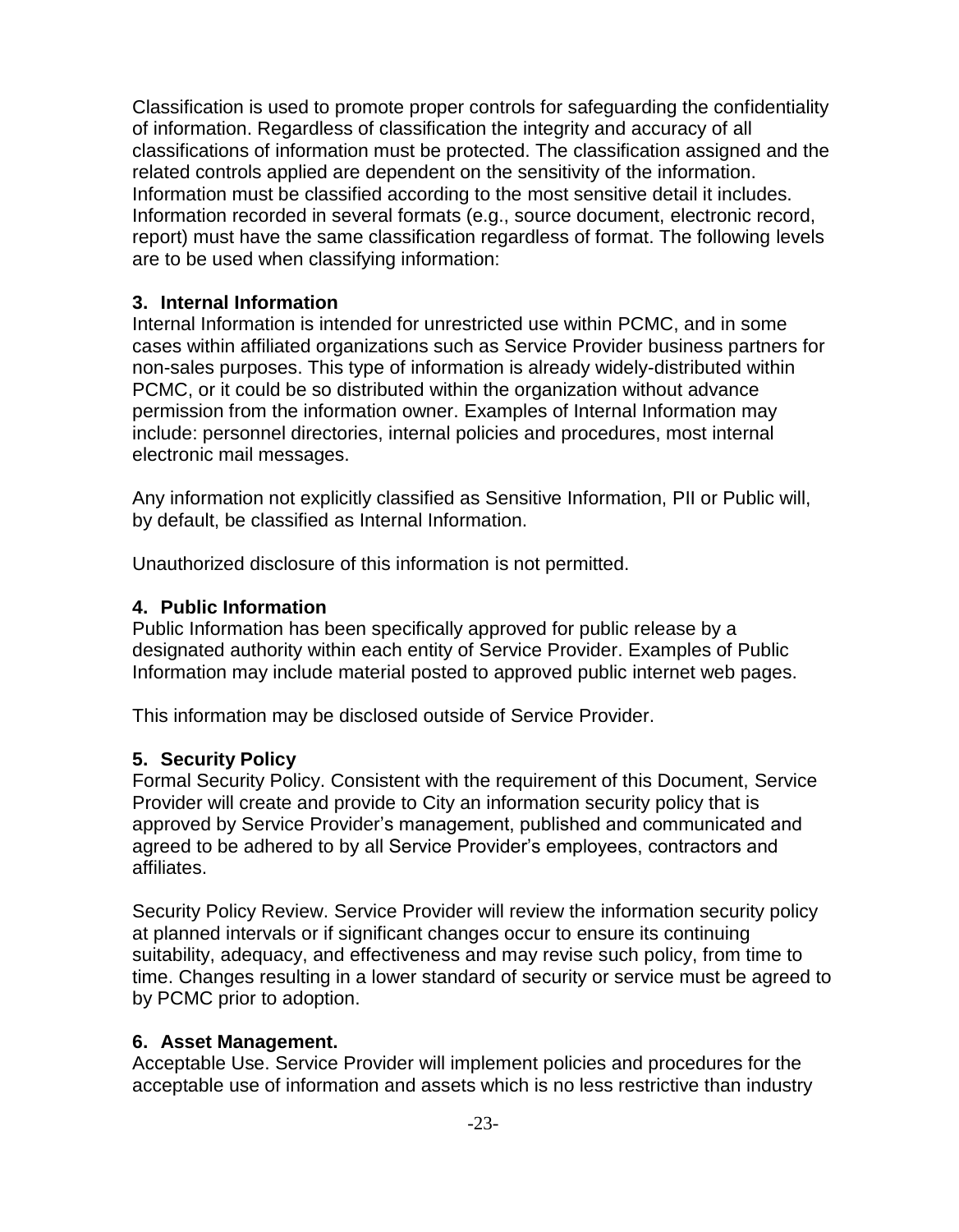Classification is used to promote proper controls for safeguarding the confidentiality of information. Regardless of classification the integrity and accuracy of all classifications of information must be protected. The classification assigned and the related controls applied are dependent on the sensitivity of the information. Information must be classified according to the most sensitive detail it includes. Information recorded in several formats (e.g., source document, electronic record, report) must have the same classification regardless of format. The following levels are to be used when classifying information:

### 3. Internal Information

Internal Information is intended for unrestricted use within PCMC, and in some cases within affiliated organizations such as Service Provider business partners for non-sales purposes. This type of information is already widely-distributed within PCMC, or it could be so distributed within the organization without advance permission from the information owner. Examples of Internal Information may include: personnel directories, internal policies and procedures, most internal electronic mail messages.

Any information not explicitly classified as Sensitive Information, PII or Public will, by default, be classified as Internal Information.

Unauthorized disclosure of this information is not permitted.

### 4. Public Information

Public Information has been specifically approved for public release by a designated authority within each entity of Service Provider. Examples of Public Information may include material posted to approved public internet web pages.

This information may be disclosed outside of Service Provider.

### 5. Security Policy

Formal Security Policy. Consistent with the requirement of this Document, Service Provider will create and provide to City an information security policy that is approved by Service Provider's management, published and communicated and agreed to be adhered to by all Service Provider's employees, contractors and affiliates.

Security Policy Review. Service Provider will review the information security policy at planned intervals or if significant changes occur to ensure its continuing suitability, adequacy, and effectiveness and may revise such policy, from time to time. Changes resulting in a lower standard of security or service must be agreed to by PCMC prior to adoption.

### 6. Asset Management.

Acceptable Use. Service Provider will implement policies and procedures for the acceptable use of information and assets which is no less restrictive than industry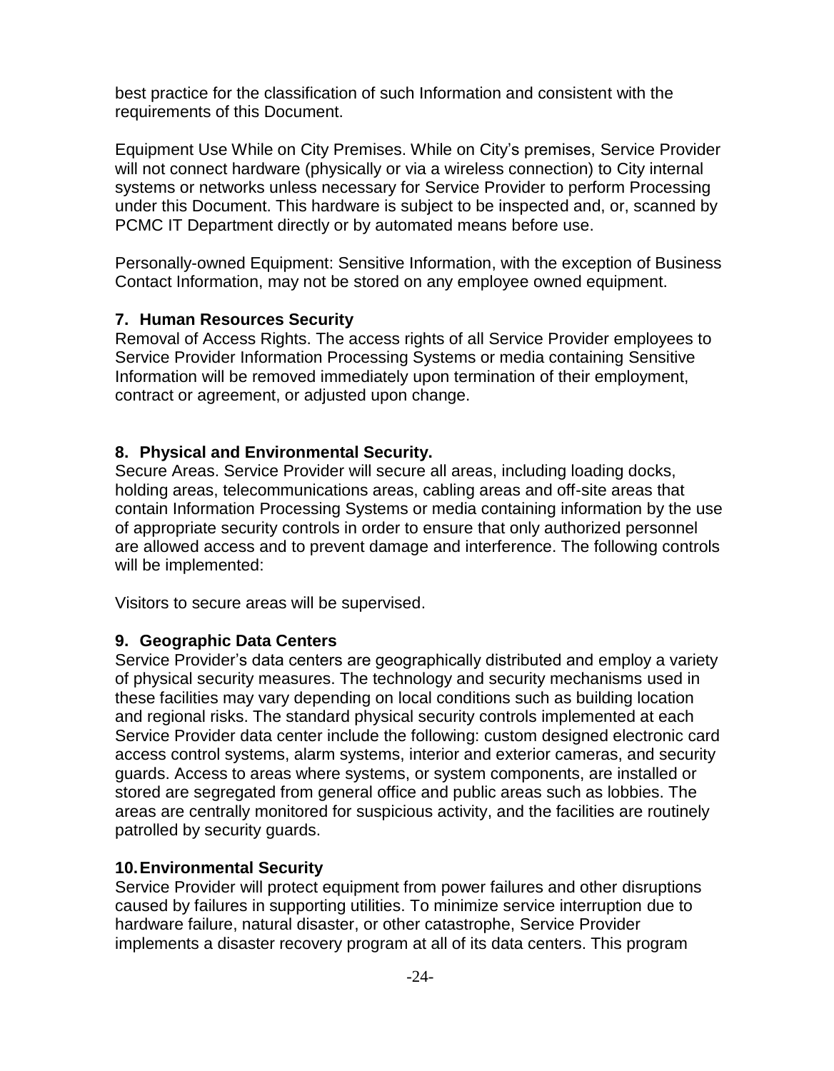best practice for the classification of such Information and consistent with the requirements of this Document.

Equipment Use While on City Premises. While on City's premises, Service Provider will not connect hardware (physically or via a wireless connection) to City internal systems or networks unless necessary for Service Provider to perform Processing under this Document. This hardware is subject to be inspected and, or, scanned by PCMC IT Department directly or by automated means before use.

Personally-owned Equipment: Sensitive Information, with the exception of Business Contact Information, may not be stored on any employee owned equipment.

**7. Human Resources Security**

Removal of Access Rights. The access rights of all Service Provider employees to Service Provider Information Processing Systems or media containing Sensitive Information will be removed immediately upon termination of their employment, contract or agreement, or adjusted upon change.

**8. Physical and Environmental Security.**

Secure Areas. Service Provider will secure all areas, including loading docks, holding areas, telecommunications areas, cabling areas and off-site areas that contain Information Processing Systems or media containing information by the use of appropriate security controls in order to ensure that only authorized personnel are allowed access and to prevent damage and interference. The following controls will be implemented:

Visitors to secure areas will be supervised.

**9. Geographic Data Centers**

Service Provider's data centers are geographically distributed and employ a variety of physical security measures. The technology and security mechanisms used in these facilities may vary depending on local conditions such as building location and regional risks. The standard physical security controls implemented at each Service Provider data center include the following: custom designed electronic card access control systems, alarm systems, interior and exterior cameras, and security guards. Access to areas where systems, or system components, are installed or stored are segregated from general office and public areas such as lobbies. The areas are centrally monitored for suspicious activity, and the facilities are routinely patrolled by security guards.

**10. Environmental Security**

Service Provider will protect equipment from power failures and other disruptions caused by failures in supporting utilities. To minimize service interruption due to hardware failure, natural disaster, or other catastrophe, Service Provider implements a disaster recovery program at all of its data centers. This program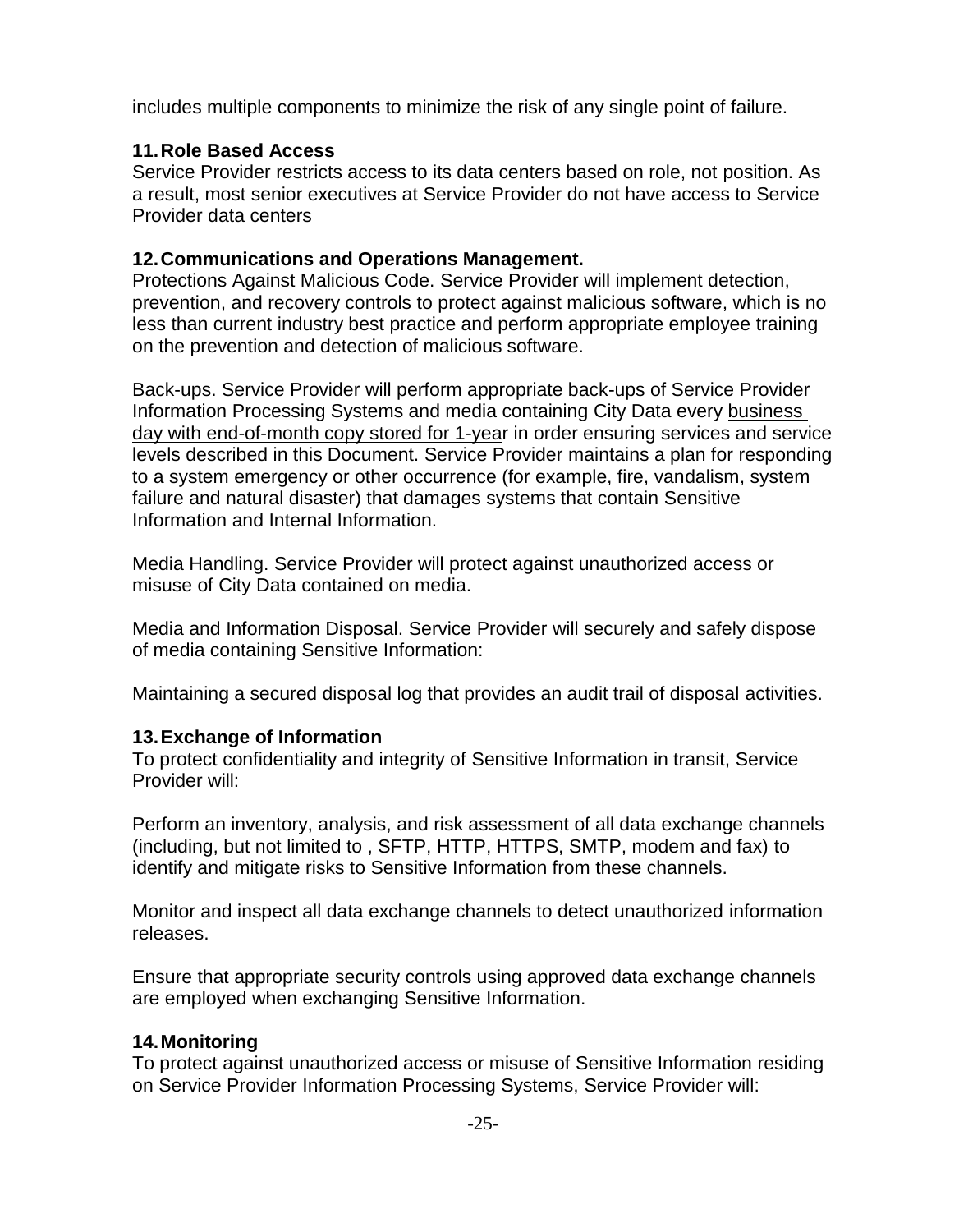includes multiple components to minimize the risk of any single point of failure.

**11. Role Based Access**

Service Provider restricts access to its data centers based on role, not position. As a result, most senior executives at Service Provider do not have access to Service Provider data centers

**12. Communications and Operations Management.**

Protections Against Malicious Code. Service Provider will implement detection, prevention, and recovery controls to protect against malicious software, which is no less than current industry best practice and perform appropriate employee training on the prevention and detection of malicious software.

Back-ups. Service Provider will perform appropriate back-ups of Service Provider Information Processing Systems and media containing City Data every business day with end-of-month copy stored for 1-year in order ensuring services and service levels described in this Document. Service Provider maintains a plan for responding to a system emergency or other occurrence (for example, fire, vandalism, system failure and natural disaster) that damages systems that contain Sensitive Information and Internal Information.

Media Handling. Service Provider will protect against unauthorized access or misuse of City Data contained on media.

Media and Information Disposal. Service Provider will securely and safely dispose of media containing Sensitive Information:

Maintaining a secured disposal log that provides an audit trail of disposal activities.

**13. Exchange of Information**

To protect confidentiality and integrity of Sensitive Information in transit, Service Provider will:

Perform an inventory, analysis, and risk assessment of all data exchange channels (including, but not limited to , SFTP, HTTP, HTTPS, SMTP, modem and fax) to identify and mitigate risks to Sensitive Information from these channels.

Monitor and inspect all data exchange channels to detect unauthorized information releases.

Ensure that appropriate security controls using approved data exchange channels are employed when exchanging Sensitive Information.

**14. Monitoring**

To protect against unauthorized access or misuse of Sensitive Information residing on Service Provider Information Processing Systems, Service Provider will: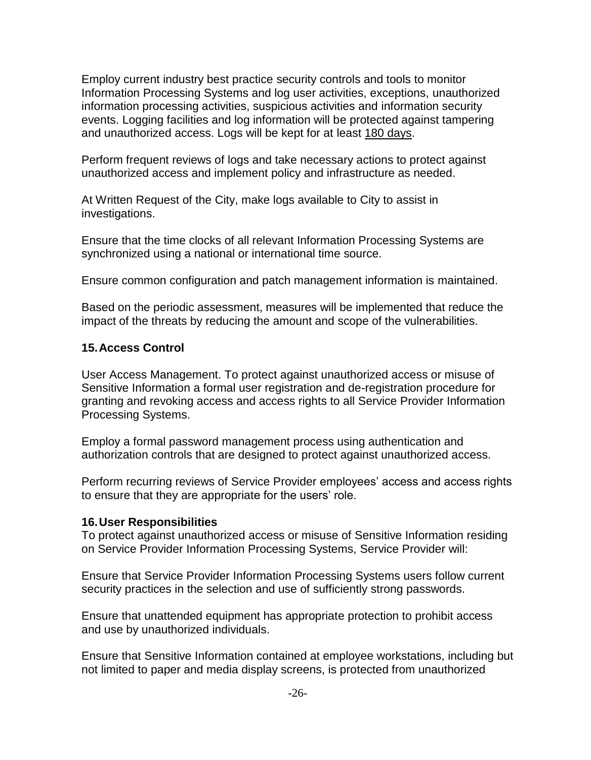Employ current industry best practice security controls and tools to monitor Information Processing Systems and log user activities, exceptions, unauthorized information processing activities, suspicious activities and information security events. Logging facilities and log information will be protected against tampering and unauthorized access. Logs will be kept for at least <u>180 days</u>.

Perform frequent reviews of logs and take necessary actions to protect against unauthorized access and implement policy and infrastructure as needed.

At Written Request of the City, make logs available to City to assist in investigations.

Ensure that the time clocks of all relevant Information Processing Systems are synchronized using a national or international time source.

Ensure common configuration and patch management information is maintained.

Based on the periodic assessment, measures will be implemented that reduce the impact of the threats by reducing the amount and scope of the vulnerabilities.

### 15. Access Control

User Access Management. To protect against unauthorized access or misuse of Sensitive Information a formal user registration and de-registration procedure for granting and revoking access and access rights to all Service Provider Information Processing Systems.

Employ a formal password management process using authentication and authorization controls that are designed to protect against unauthorized access.

Perform recurring reviews of Service Provider employees' access and access rights to ensure that they are appropriate for the users' role.

### 16. User Responsibilities

To protect against unauthorized access or misuse of Sensitive Information residing on Service Provider Information Processing Systems, Service Provider will:

Ensure that Service Provider Information Processing Systems users follow current security practices in the selection and use of sufficiently strong passwords.

Ensure that unattended equipment has appropriate protection to prohibit access and use by unauthorized individuals.

Ensure that Sensitive Information contained at employee workstations, including but not limited to paper and media display screens, is protected from unauthorized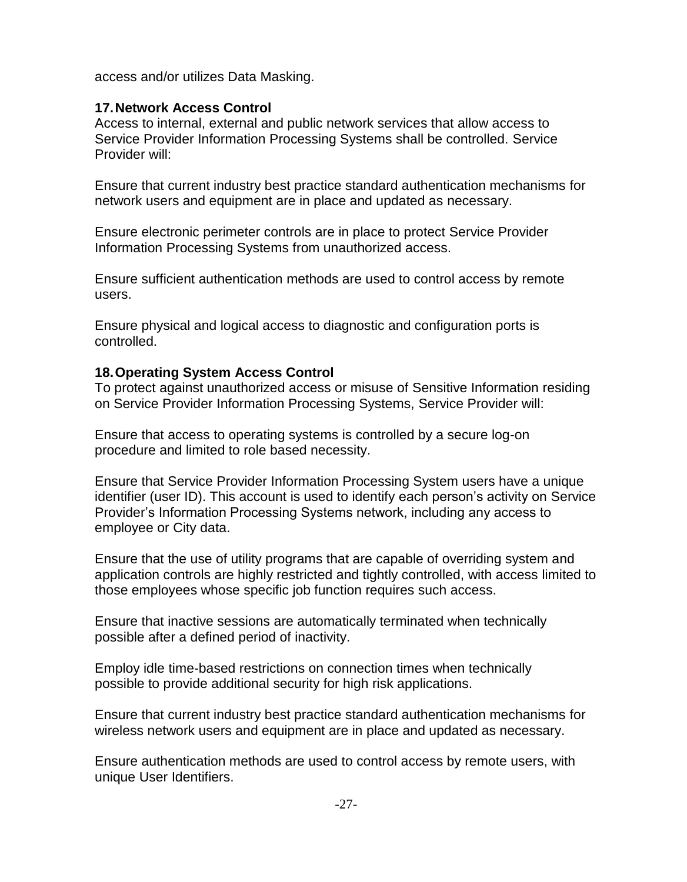access and/or utilizes Data Masking.

**17. Network Access Control**

Access to internal, external and public network services that allow access to Service Provider Information Processing Systems shall be controlled. Service Provider will:

Ensure that current industry best practice standard authentication mechanisms for network users and equipment are in place and updated as necessary.

Ensure electronic perimeter controls are in place to protect Service Provider Information Processing Systems from unauthorized access.

Ensure sufficient authentication methods are used to control access by remote users.

Ensure physical and logical access to diagnostic and configuration ports is controlled.

**18. Operating System Access Control**

To protect against unauthorized access or misuse of Sensitive Information residing on Service Provider Information Processing Systems, Service Provider will:

Ensure that access to operating systems is controlled by a secure log-on procedure and limited to role based necessity.

Ensure that Service Provider Information Processing System users have a unique identifier (user ID). This account is used to identify each person's activity on Service Provider's Information Processing Systems network, including any access to employee or City data.

Ensure that the use of utility programs that are capable of overriding system and application controls are highly restricted and tightly controlled, with access limited to those employees whose specific job function requires such access.

Ensure that inactive sessions are automatically terminated when technically possible after a defined period of inactivity.

Employ idle time-based restrictions on connection times when technically possible to provide additional security for high risk applications.

Ensure that current industry best practice standard authentication mechanisms for wireless network users and equipment are in place and updated as necessary.

Ensure authentication methods are used to control access by remote users, with unique User Identifiers.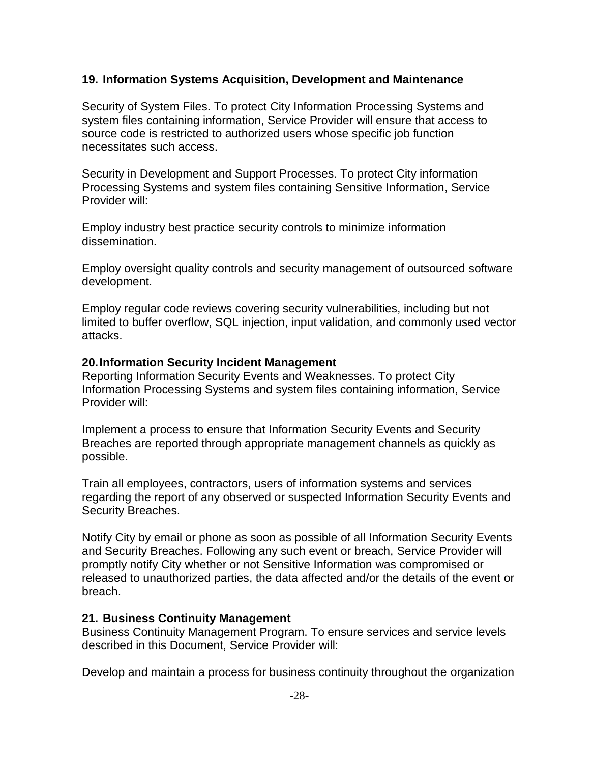## 19. Information Systems Acquisition, Development and Maintenance

Security of System Files. To protect City Information Processing Systems and system files containing information, Service Provider will ensure that access to source code is restricted to authorized users whose specific job function necessitates such access.

Security in Development and Support Processes. To protect City information Processing Systems and system files containing Sensitive Information, Service Provider will:

Employ industry best practice security controls to minimize information dissemination.

Employ oversight quality controls and security management of outsourced software development.

Employ regular code reviews covering security vulnerabilities, including but not limited to buffer overflow, SQL injection, input validation, and commonly used vector attacks.

## 20. Information Security Incident Management

Reporting Information Security Events and Weaknesses. To protect City Information Processing Systems and system files containing information, Service Provider will:

Implement a process to ensure that Information Security Events and Security Breaches are reported through appropriate management channels as quickly as possible.

Train all employees, contractors, users of information systems and services regarding the report of any observed or suspected Information Security Events and Security Breaches.

Notify City by email or phone as soon as possible of all Information Security Events and Security Breaches. Following any such event or breach, Service Provider will promptly notify City whether or not Sensitive Information was compromised or released to unauthorized parties, the data affected and/or the details of the event or breach.

## 21. Business Continuity Management

Business Continuity Management Program. To ensure services and service levels described in this Document, Service Provider will:

Develop and maintain a process for business continuity throughout the organization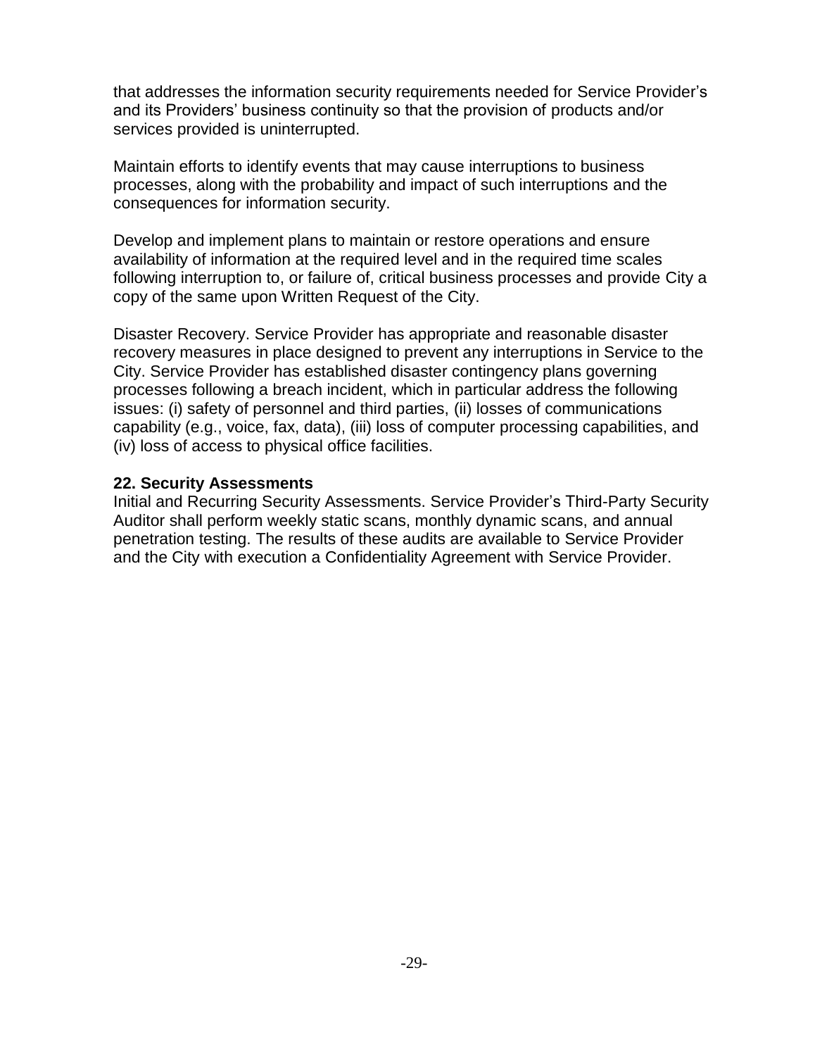that addresses the information security requirements needed for Service Provider's and its Providers' business continuity so that the provision of products and/or services provided is uninterrupted.

Maintain efforts to identify events that may cause interruptions to business processes, along with the probability and impact of such interruptions and the consequences for information security.

Develop and implement plans to maintain or restore operations and ensure availability of information at the required level and in the required time scales following interruption to, or failure of, critical business processes and provide City a copy of the same upon Written Request of the City.

Disaster Recovery. Service Provider has appropriate and reasonable disaster recovery measures in place designed to prevent any interruptions in Service to the City. Service Provider has established disaster contingency plans governing processes following a breach incident, which in particular address the following issues: (i) safety of personnel and third parties, (ii) losses of communications capability (e.g., voice, fax, data), (iii) loss of computer processing capabilities, and (iv) loss of access to physical office facilities.

**22. Security Assessments**

Initial and Recurring Security Assessments. Service Provider's Third-Party Security Auditor shall perform weekly static scans, monthly dynamic scans, and annual penetration testing. The results of these audits are available to Service Provider and the City with execution a Confidentiality Agreement with Service Provider.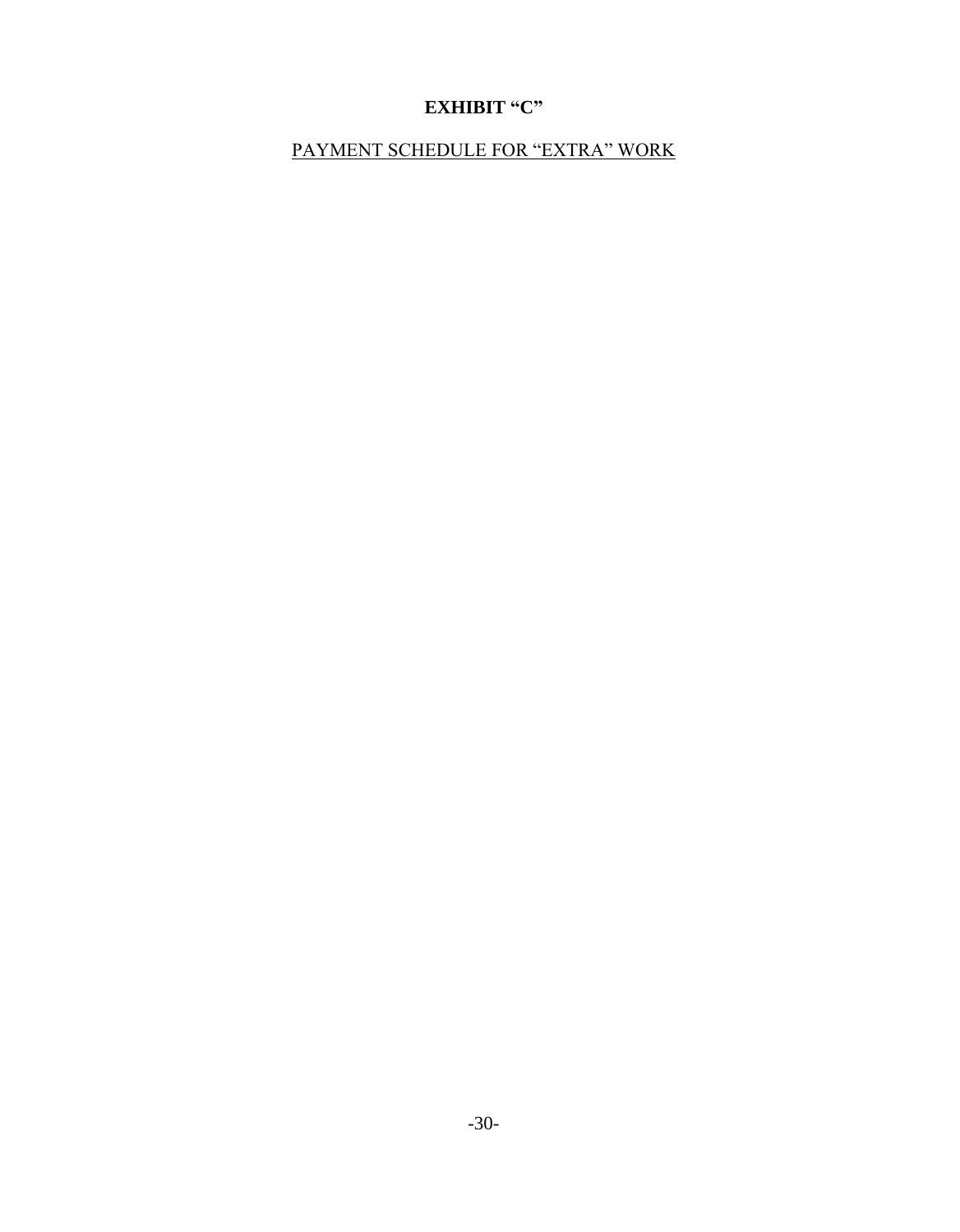# EXHIBIT "C"

<u>PAYMENT SCHEDULE FOR "EXTRA" WORK</u>